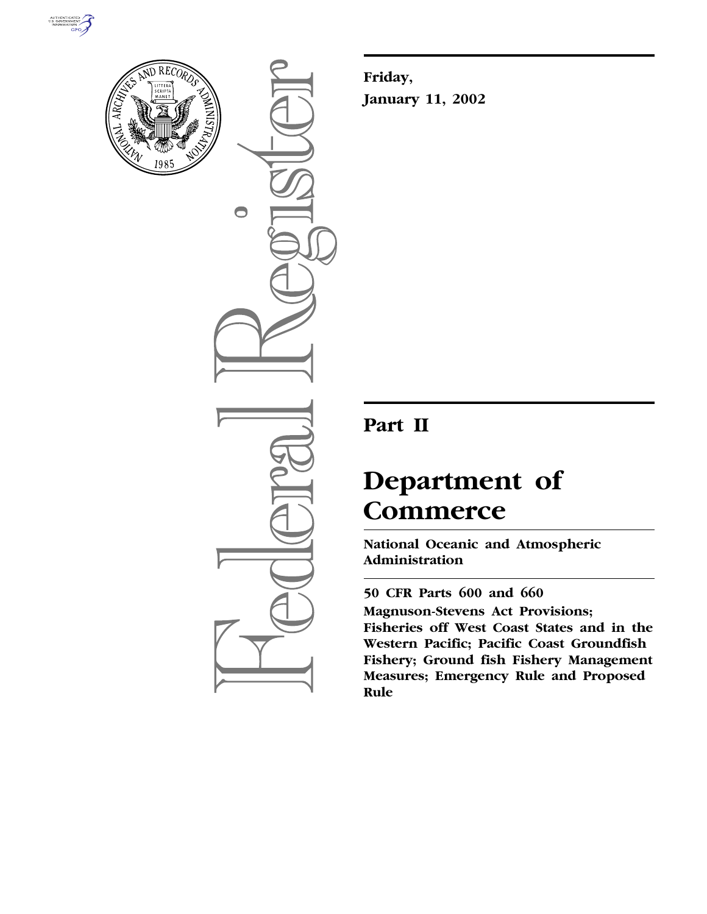**Friday,**

**January 11, 2002**

# Part II

# Department of Commerce

**National Oceanic and Atmospheric Administration**

**50 CFR Parts 600 and 660**

**Magnuson-Stevens Act Provisions; Fisheries off West Coast States and in the Western Pacific; Pacific Coast Groundfish Fishery; Ground fish Fishery Management Measures; Emergency Rule and Proposed Rule**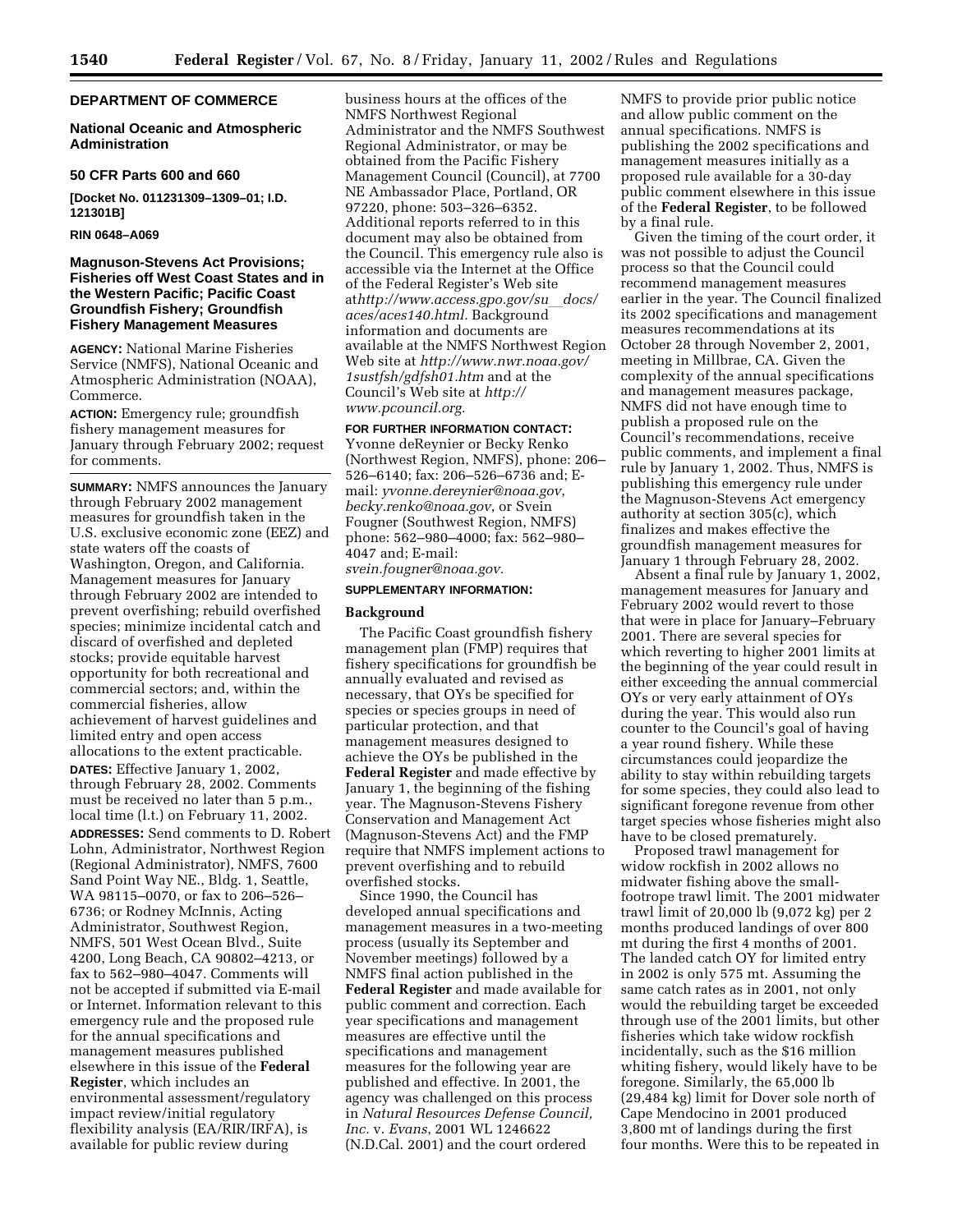## DEPARTMENT OF COMMERCE

### National Oceanic and Atmospheric Administration

### 50 CFR Parts 600 and 660

**[Docket No. 011231309–1309–01; I.D. 121301B]**

**RIN 0648–A069**

### Magnuson-Stevens Act Provisions; Fisheries off West Coast States and in the Western Pacific; Pacific Coast Groundfish Fishery; Groundfish Fishery Management Measures

**AGENCY:** National Marine Fisheries Service (NMFS), National Oceanic and Atmospheric Administration (NOAA), Commerce.

**ACTION:** Emergency rule; groundfish fishery management measures for January through February 2002; request for comments.

**SUMMARY:** NMFS announces the January through February 2002 management measures for groundfish taken in the U.S. exclusive economic zone (EEZ) and state waters off the coasts of Washington, Oregon, and California. Management measures for January through February 2002 are intended to prevent overfishing; rebuild overfished species; minimize incidental catch and discard of overfished and depleted stocks; provide equitable harvest opportunity for both recreational and commercial sectors; and, within the commercial fisheries, allow achievement of harvest guidelines and limited entry and open access allocations to the extent practicable.

**DATES:** Effective January 1, 2002, through February 28, 2002. Comments must be received no later than 5 p.m., local time (l.t.) on February 11, 2002.

**ADDRESSES:** Send comments to D. Robert Lohn, Administrator, Northwest Region (Regional Administrator), NMFS, 7600 Sand Point Way NE., Bldg. 1, Seattle, WA 98115–0070, or fax to 206–526–6736; or Rodney McInnis, Acting Administrator, Southwest Region, NMFS, 501 West Ocean Blvd., Suite 4200, Long Beach, CA 90802–4213, or fax to 562–980–4047. Comments will not be accepted if submitted via E-mail or Internet. Information relevant to this emergency rule and the proposed rule for the annual specifications and management measures published elsewhere in this issue of the **Federal Register**, which includes an environmental assessment/regulatory impact review/initial regulatory flexibility analysis (EA/RIR/IRFA), is available for public review during business hours at the offices of the NMFS Northwest Regional Administrator and the NMFS Southwest Regional Administrator, or may be obtained from the Pacific Fishery Management Council (Council), at 7700 NE Ambassador Place, Portland, OR 97220, phone: 503–326–6352. Additional reports referred to in this document may also be obtained from the Council. This emergency rule also is accessible via the Internet at the Office of the Federal Register's Web site at *http://www.access.gpo.gov/su_docs/aces/aces140.html.* Background information and documents are available at the NMFS Northwest Region Web site at *http://www.nwr.noaa.gov/1sustfsh/gdfsh01.htm* and at the Council's Web site at *http://www.pcouncil.org.*

**FOR FURTHER INFORMATION CONTACT:** Yvonne deReynier or Becky Renko (Northwest Region, NMFS), phone: 206–526–6140; fax: 206–526–6736 and; E-mail: *yvonne.dereynier@noaa.gov*, *becky.renko@noaa.gov*, or Svein Fougner (Southwest Region, NMFS) phone: 562–980–4000; fax: 562–980–4047 and; E-mail: *svein.fougner@noaa.gov.*

**SUPPLEMENTARY INFORMATION:**

**Background**

The Pacific Coast groundfish fishery management plan (FMP) requires that fishery specifications for groundfish be annually evaluated and revised as necessary, that OYs be specified for species or species groups in need of particular protection, and that management measures designed to achieve the OYs be published in the **Federal Register** and made effective by January 1, the beginning of the fishing year. The Magnuson-Stevens Fishery Conservation and Management Act (Magnuson-Stevens Act) and the FMP require that NMFS implement actions to prevent overfishing and to rebuild overfished stocks.

Since 1990, the Council has developed annual specifications and management measures in a two-meeting process (usually its September and November meetings) followed by a NMFS final action published in the **Federal Register** and made available for public comment and correction. Each year specifications and management measures are effective until the specifications and management measures for the following year are published and effective. In 2001, the agency was challenged on this process in *Natural Resources Defense Council, Inc.* v. *Evans*, 2001 WL 1246622 (N.D.Cal. 2001) and the court ordered NMFS to provide prior public notice and allow public comment on the annual specifications. NMFS is publishing the 2002 specifications and management measures initially as a proposed rule available for a 30-day public comment elsewhere in this issue of the **Federal Register**, to be followed by a final rule.

Given the timing of the court order, it was not possible to adjust the Council process so that the Council could recommend management measures earlier in the year. The Council finalized its 2002 specifications and management measures recommendations at its October 28 through November 2, 2001, meeting in Millbrae, CA. Given the complexity of the annual specifications and management measures package, NMFS did not have enough time to publish a proposed rule on the Council's recommendations, receive public comments, and implement a final rule by January 1, 2002. Thus, NMFS is publishing this emergency rule under the Magnuson-Stevens Act emergency authority at section 305(c), which finalizes and makes effective the groundfish management measures for January 1 through February 28, 2002.

Absent a final rule by January 1, 2002, management measures for January and February 2002 would revert to those that were in place for January–February 2001. There are several species for which reverting to higher 2001 limits at the beginning of the year could result in either exceeding the annual commercial OYs or very early attainment of OYs during the year. This would also run counter to the Council's goal of having a year round fishery. While these circumstances could jeopardize the ability to stay within rebuilding targets for some species, they could also lead to significant foregone revenue from other target species whose fisheries might also have to be closed prematurely.

Proposed trawl management for widow rockfish in 2002 allows no midwater fishing above the small-footrope trawl limit. The 2001 midwater trawl limit of 20,000 lb (9,072 kg) per 2 months produced landings of over 800 mt during the first 4 months of 2001. The landed catch OY for limited entry in 2002 is only 575 mt. Assuming the same catch rates as in 2001, not only would the rebuilding target be exceeded through use of the 2001 limits, but other fisheries which take widow rockfish incidentally, such as the $16 million whiting fishery, would likely have to be foregone. Similarly, the 65,000 lb (29,484 kg) limit for Dover sole north of Cape Mendocino in 2001 produced 3,800 mt of landings during the first four months. Were this to be repeated in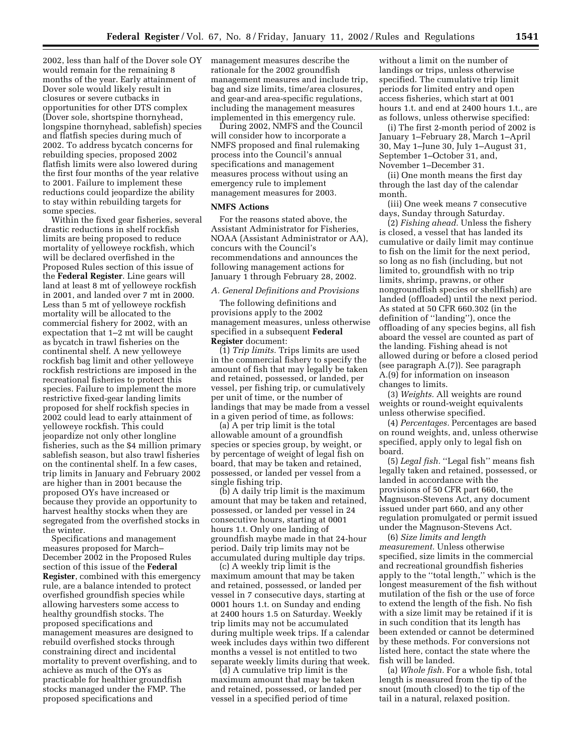2002, less than half of the Dover sole OY would remain for the remaining 8 months of the year. Early attainment of Dover sole would likely result in closures or severe cutbacks in opportunities for other DTS complex (Dover sole, shortspine thornyhead, longspine thornyhead, sablefish) species and flatfish species during much of 2002. To address bycatch concerns for rebuilding species, proposed 2002 flatfish limits were also lowered during the first four months of the year relative to 2001. Failure to implement these reductions could jeopardize the ability to stay within rebuilding targets for some species.

Within the fixed gear fisheries, several drastic reductions in shelf rockfish limits are being proposed to reduce mortality of yelloweye rockfish, which will be declared overfished in the Proposed Rules section of this issue of the **Federal Register**. Line gears will land at least 8 mt of yelloweye rockfish in 2001, and landed over 7 mt in 2000. Less than 5 mt of yelloweye rockfish mortality will be allocated to the commercial fishery for 2002, with an expectation that 1–2 mt will be caught as bycatch in trawl fisheries on the continental shelf. A new yelloweye rockfish bag limit and other yelloweye rockfish restrictions are imposed in the recreational fisheries to protect this species. Failure to implement the more restrictive fixed-gear landing limits proposed for shelf rockfish species in 2002 could lead to early attainment of yelloweye rockfish. This could jeopardize not only other longline fisheries, such as the $4 million primary sablefish season, but also trawl fisheries on the continental shelf. In a few cases, trip limits in January and February 2002 are higher than in 2001 because the proposed OYs have increased or because they provide an opportunity to harvest healthy stocks when they are segregated from the overfished stocks in the winter.

Specifications and management measures proposed for March–December 2002 in the Proposed Rules section of this issue of the **Federal Register**, combined with this emergency rule, are a balance intended to protect overfished groundfish species while allowing harvesters some access to healthy groundfish stocks. The proposed specifications and management measures are designed to rebuild overfished stocks through constraining direct and incidental mortality to prevent overfishing, and to achieve as much of the OYs as practicable for healthier groundfish stocks managed under the FMP. The proposed specifications and management measures describe the rationale for the 2002 groundfish management measures and include trip, bag and size limits, time/area closures, and gear-and area-specific regulations, including the management measures implemented in this emergency rule.

During 2002, NMFS and the Council will consider how to incorporate a NMFS proposed and final rulemaking process into the Council's annual specifications and management measures process without using an emergency rule to implement management measures for 2003.

## NMFS Actions

For the reasons stated above, the Assistant Administrator for Fisheries, NOAA (Assistant Administrator or AA), concurs with the Council's recommendations and announces the following management actions for January 1 through February 28, 2002.

### *A. General Definitions and Provisions*

The following definitions and provisions apply to the 2002 management measures, unless otherwise specified in a subsequent **Federal Register** document:

(1) *Trip limits.* Trips limits are used in the commercial fishery to specify the amount of fish that may legally be taken and retained, possessed, or landed, per vessel, per fishing trip, or cumulatively per unit of time, or the number of landings that may be made from a vessel in a given period of time, as follows:

(a) A per trip limit is the total allowable amount of a groundfish species or species group, by weight, or by percentage of weight of legal fish on board, that may be taken and retained, possessed, or landed per vessel from a single fishing trip.

(b) A daily trip limit is the maximum amount that may be taken and retained, possessed, or landed per vessel in 24 consecutive hours, starting at 0001 hours 1.t. Only one landing of groundfish maybe made in that 24-hour period. Daily trip limits may not be accumulated during multiple day trips.

(c) A weekly trip limit is the maximum amount that may be taken and retained, possessed, or landed per vessel in 7 consecutive days, starting at 0001 hours 1.t. on Sunday and ending at 2400 hours 1.5 on Saturday. Weekly trip limits may not be accumulated during multiple week trips. If a calendar week includes days within two different months a vessel is not entitled to two separate weekly limits during that week.

(d) A cumulative trip limit is the maximum amount that may be taken and retained, possessed, or landed per vessel in a specified period of time without a limit on the number of landings or trips, unless otherwise specified. The cumulative trip limit periods for limited entry and open access fisheries, which start at 001 hours 1.t. and end at 2400 hours 1.t., are as follows, unless otherwise specified:

(i) The first 2-month period of 2002 is January 1–February 28, March 1–April 30, May 1–June 30, July 1–August 31, September 1–October 31, and, November 1–December 31.

(ii) One month means the first day through the last day of the calendar month.

(iii) One week means 7 consecutive days, Sunday through Saturday.

(2) *Fishing ahead.* Unless the fishery is closed, a vessel that has landed its cumulative or daily limit may continue to fish on the limit for the next period, so long as no fish (including, but not limited to, groundfish with no trip limits, shrimp, prawns, or other nongroundfish species or shellfish) are landed (offloaded) until the next period. As stated at 50 CFR 660.302 (in the definition of ''landing''), once the offloading of any species begins, all fish aboard the vessel are counted as part of the landing. Fishing ahead is not allowed during or before a closed period (see paragraph A.(7)). See paragraph A.(9) for information on inseason changes to limits.

(3) *Weights.* All weights are round weights or round-weight equivalents unless otherwise specified.

(4) *Percentages.* Percentages are based on round weights, and, unless otherwise specified, apply only to legal fish on board.

(5) *Legal fish.* ''Legal fish'' means fish legally taken and retained, possessed, or landed in accordance with the provisions of 50 CFR part 660, the Magnuson-Stevens Act, any document issued under part 660, and any other regulation promulgated or permit issued under the Magnuson-Stevens Act.

(6) *Size limits and length measurement.* Unless otherwise specified, size limits in the commercial and recreational groundfish fisheries apply to the ''total length,'' which is the longest measurement of the fish without mutilation of the fish or the use of force to extend the length of the fish. No fish with a size limit may be retained if it is in such condition that its length has been extended or cannot be determined by these methods. For conversions not listed here, contact the state where the fish will be landed.

(a) *Whole fish.* For a whole fish, total length is measured from the tip of the snout (mouth closed) to the tip of the tail in a natural, relaxed position.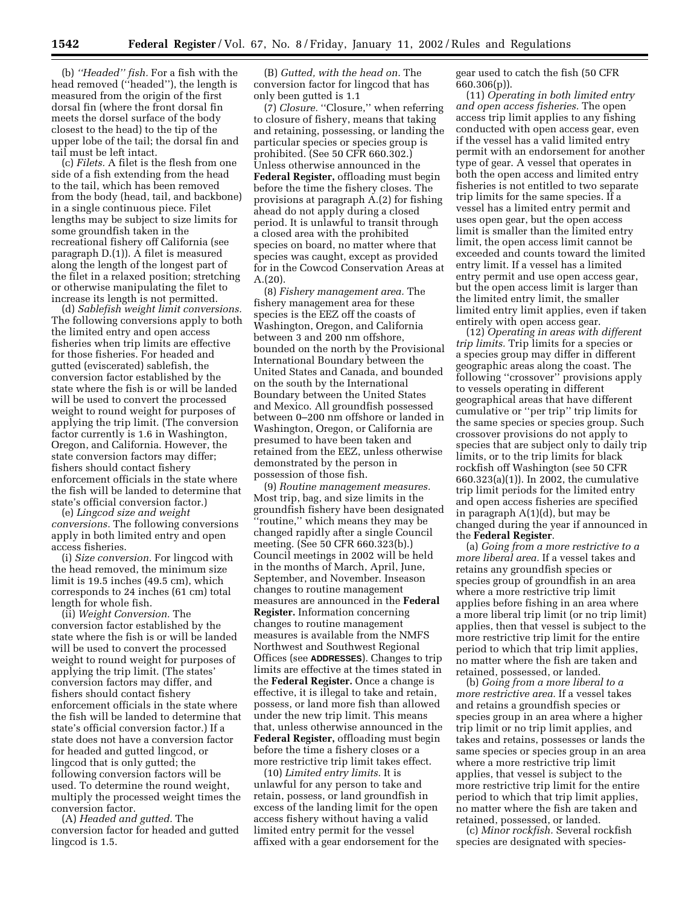(b) *"Headed" fish.* For a fish with the head removed ("headed"), the length is measured from the origin of the first dorsal fin (where the front dorsal fin meets the dorsel surface of the body closest to the head) to the tip of the upper lobe of the tail; the dorsal fin and tail must be left intact.

(c) *Filets.* A filet is the flesh from one side of a fish extending from the head to the tail, which has been removed from the body (head, tail, and backbone) in a single continuous piece. Filet lengths may be subject to size limits for some groundfish taken in the recreational fishery off California (see paragraph D.(1)). A filet is measured along the length of the longest part of the filet in a relaxed position; stretching or otherwise manipulating the filet to increase its length is not permitted.

(d) *Sablefish weight limit conversions.* The following conversions apply to both the limited entry and open access fisheries when trip limits are effective for those fisheries. For headed and gutted (eviscerated) sablefish, the conversion factor established by the state where the fish is or will be landed will be used to convert the processed weight to round weight for purposes of applying the trip limit. (The conversion factor currently is 1.6 in Washington, Oregon, and California. However, the state conversion factors may differ; fishers should contact fishery enforcement officials in the state where the fish will be landed to determine that state's official conversion factor.)

(e) *Lingcod size and weight conversions.* The following conversions apply in both limited entry and open access fisheries.

(i) *Size conversion.* For lingcod with the head removed, the minimum size limit is 19.5 inches (49.5 cm), which corresponds to 24 inches (61 cm) total length for whole fish.

(ii) *Weight Conversion.* The conversion factor established by the state where the fish is or will be landed will be used to convert the processed weight to round weight for purposes of applying the trip limit. (The states' conversion factors may differ, and fishers should contact fishery enforcement officials in the state where the fish will be landed to determine that state's official conversion factor.) If a state does not have a conversion factor for headed and gutted lingcod, or lingcod that is only gutted; the following conversion factors will be used. To determine the round weight, multiply the processed weight times the conversion factor.

(A) *Headed and gutted.* The conversion factor for headed and gutted lingcod is 1.5.

(B) *Gutted, with the head on.* The conversion factor for lingcod that has only been gutted is 1.1

(7) *Closure.* "Closure," when referring to closure of fishery, means that taking and retaining, possessing, or landing the particular species or species group is prohibited. (See 50 CFR 660.302.) Unless otherwise announced in the **Federal Register,** offloading must begin before the time the fishery closes. The provisions at paragraph A.(2) for fishing ahead do not apply during a closed period. It is unlawful to transit through a closed area with the prohibited species on board, no matter where that species was caught, except as provided for in the Cowcod Conservation Areas at A.(20).

(8) *Fishery management area.* The fishery management area for these species is the EEZ off the coasts of Washington, Oregon, and California between 3 and 200 nm offshore, bounded on the north by the Provisional International Boundary between the United States and Canada, and bounded on the south by the International Boundary between the United States and Mexico. All groundfish possessed between 0–200 nm offshore or landed in Washington, Oregon, or California are presumed to have been taken and retained from the EEZ, unless otherwise demonstrated by the person in possession of those fish.

(9) *Routine management measures.* Most trip, bag, and size limits in the groundfish fishery have been designated "routine," which means they may be changed rapidly after a single Council meeting. (See 50 CFR 660.323(b).) Council meetings in 2002 will be held in the months of March, April, June, September, and November. Inseason changes to routine management measures are announced in the **Federal Register.** Information concerning changes to routine management measures is available from the NMFS Northwest and Southwest Regional Offices (see **ADDRESSES**). Changes to trip limits are effective at the times stated in the **Federal Register.** Once a change is effective, it is illegal to take and retain, possess, or land more fish than allowed under the new trip limit. This means that, unless otherwise announced in the **Federal Register,** offloading must begin before the time a fishery closes or a more restrictive trip limit takes effect.

(10) *Limited entry limits.* It is unlawful for any person to take and retain, possess, or land groundfish in excess of the landing limit for the open access fishery without having a valid limited entry permit for the vessel affixed with a gear endorsement for the gear used to catch the fish (50 CFR 660.306(p)).

(11) *Operating in both limited entry and open access fisheries.* The open access trip limit applies to any fishing conducted with open access gear, even if the vessel has a valid limited entry permit with an endorsement for another type of gear. A vessel that operates in both the open access and limited entry fisheries is not entitled to two separate trip limits for the same species. If a vessel has a limited entry permit and uses open gear, but the open access limit is smaller than the limited entry limit, the open access limit cannot be exceeded and counts toward the limited entry limit. If a vessel has a limited entry permit and use open access gear, but the open access limit is larger than the limited entry limit, the smaller limited entry limit applies, even if taken entirely with open access gear.

(12) *Operating in areas with different trip limits.* Trip limits for a species or a species group may differ in different geographic areas along the coast. The following "crossover" provisions apply to vessels operating in different geographical areas that have different cumulative or "per trip" trip limits for the same species or species group. Such crossover provisions do not apply to species that are subject only to daily trip limits, or to the trip limits for black rockfish off Washington (see 50 CFR 660.323(a)(1)). In 2002, the cumulative trip limit periods for the limited entry and open access fisheries are specified in paragraph A(1)(d), but may be changed during the year if announced in the **Federal Register**.

(a) *Going from a more restrictive to a more liberal area.* If a vessel takes and retains any groundfish species or species group of groundfish in an area where a more restrictive trip limit applies before fishing in an area where a more liberal trip limit (or no trip limit) applies, then that vessel is subject to the more restrictive trip limit for the entire period to which that trip limit applies, no matter where the fish are taken and retained, possessed, or landed.

(b) *Going from a more liberal to a more restrictive area.* If a vessel takes and retains a groundfish species or species group in an area where a higher trip limit or no trip limit applies, and takes and retains, possesses or lands the same species or species group in an area where a more restrictive trip limit applies, that vessel is subject to the more restrictive trip limit for the entire period to which that trip limit applies, no matter where the fish are taken and retained, possessed, or landed.

(c) *Minor rockfish.* Several rockfish species are designated with species-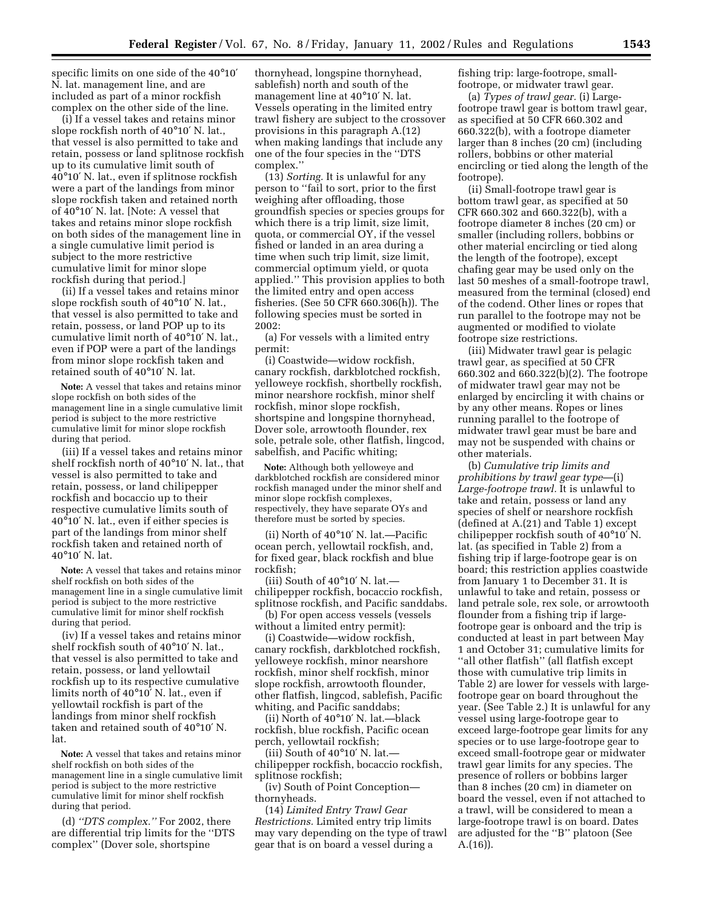specific limits on one side of the 40°10′ N. lat. management line, and are included as part of a minor rockfish complex on the other side of the line.

(i) If a vessel takes and retains minor slope rockfish north of 40°10′ N. lat., that vessel is also permitted to take and retain, possess or land splitnose rockfish up to its cumulative limit south of 40°10′ N. lat., even if splitnose rockfish were a part of the landings from minor slope rockfish taken and retained north of 40°10′ N. lat. [Note: A vessel that takes and retains minor slope rockfish on both sides of the management line in a single cumulative limit period is subject to the more restrictive cumulative limit for minor slope rockfish during that period.]

(ii) If a vessel takes and retains minor slope rockfish south of 40°10′ N. lat., that vessel is also permitted to take and retain, possess, or land POP up to its cumulative limit north of 40°10′ N. lat., even if POP were a part of the landings from minor slope rockfish taken and retained south of 40°10′ N. lat.

**Note:** A vessel that takes and retains minor slope rockfish on both sides of the management line in a single cumulative limit period is subject to the more restrictive cumulative limit for minor slope rockfish during that period.

(iii) If a vessel takes and retains minor shelf rockfish north of 40°10′ N. lat., that vessel is also permitted to take and retain, possess, or land chilipepper rockfish and bocaccio up to their respective cumulative limits south of 40°10′ N. lat., even if either species is part of the landings from minor shelf rockfish taken and retained north of 40°10′ N. lat.

**Note:** A vessel that takes and retains minor shelf rockfish on both sides of the management line in a single cumulative limit period is subject to the more restrictive cumulative limit for minor shelf rockfish during that period.

(iv) If a vessel takes and retains minor shelf rockfish south of 40°10′ N. lat., that vessel is also permitted to take and retain, possess, or land yellowtail rockfish up to its respective cumulative limits north of 40°10′ N. lat., even if yellowtail rockfish is part of the landings from minor shelf rockfish taken and retained south of 40°10′ N. lat.

**Note:** A vessel that takes and retains minor shelf rockfish on both sides of the management line in a single cumulative limit period is subject to the more restrictive cumulative limit for minor shelf rockfish during that period.

(d) *''DTS complex.''* For 2002, there are differential trip limits for the ''DTS complex'' (Dover sole, shortspine thornyhead, longspine thornyhead, sablefish) north and south of the management line at 40°10′ N. lat. Vessels operating in the limited entry trawl fishery are subject to the crossover provisions in this paragraph A.(12) when making landings that include any one of the four species in the ''DTS complex.''

(13) *Sorting.* It is unlawful for any person to ''fail to sort, prior to the first weighing after offloading, those groundfish species or species groups for which there is a trip limit, size limit, quota, or commercial OY, if the vessel fished or landed in an area during a time when such trip limit, size limit, commercial optimum yield, or quota applied.'' This provision applies to both the limited entry and open access fisheries. (See 50 CFR 660.306(h)). The following species must be sorted in 2002:

(a) For vessels with a limited entry permit:

(i) Coastwide—widow rockfish, canary rockfish, darkblotched rockfish, yelloweye rockfish, shortbelly rockfish, minor nearshore rockfish, minor shelf rockfish, minor slope rockfish, shortspine and longspine thornyhead, Dover sole, arrowtooth flounder, rex sole, petrale sole, other flatfish, lingcod, sabelfish, and Pacific whiting;

**Note:** Although both yelloweye and darkblotched rockfish are considered minor rockfish managed under the minor shelf and minor slope rockfish complexes, respectively, they have separate OYs and therefore must be sorted by species.

(ii) North of 40°10′ N. lat.—Pacific ocean perch, yellowtail rockfish, and, for fixed gear, black rockfish and blue rockfish;

(iii) South of 40°10′ N. lat.—chilipepper rockfish, bocaccio rockfish, splitnose rockfish, and Pacific sanddabs.

(b) For open access vessels (vessels without a limited entry permit):

(i) Coastwide—widow rockfish, canary rockfish, darkblotched rockfish, yelloweye rockfish, minor nearshore rockfish, minor shelf rockfish, minor slope rockfish, arrowtooth flounder, other flatfish, lingcod, sablefish, Pacific whiting, and Pacific sanddabs;

(ii) North of 40°10′ N. lat.—black rockfish, blue rockfish, Pacific ocean perch, yellowtail rockfish;

(iii) South of 40°10′ N. lat.—chilipepper rockfish, bocaccio rockfish, splitnose rockfish;

(iv) South of Point Conception—thornyheads.

(14) *Limited Entry Trawl Gear Restrictions.* Limited entry trip limits may vary depending on the type of trawl gear that is on board a vessel during a fishing trip: large-footrope, small-footrope, or midwater trawl gear.

(a) *Types of trawl gear.* (i) Large-footrope trawl gear is bottom trawl gear, as specified at 50 CFR 660.302 and 660.322(b), with a footrope diameter larger than 8 inches (20 cm) (including rollers, bobbins or other material encircling or tied along the length of the footrope).

(ii) Small-footrope trawl gear is bottom trawl gear, as specified at 50 CFR 660.302 and 660.322(b), with a footrope diameter 8 inches (20 cm) or smaller (including rollers, bobbins or other material encircling or tied along the length of the footrope), except chafing gear may be used only on the last 50 meshes of a small-footrope trawl, measured from the terminal (closed) end of the codend. Other lines or ropes that run parallel to the footrope may not be augmented or modified to violate footrope size restrictions.

(iii) Midwater trawl gear is pelagic trawl gear, as specified at 50 CFR 660.302 and 660.322(b)(2). The footrope of midwater trawl gear may not be enlarged by encircling it with chains or by any other means. Ropes or lines running parallel to the footrope of midwater trawl gear must be bare and may not be suspended with chains or other materials.

(b) *Cumulative trip limits and prohibitions by trawl gear type*—(i) *Large-footrope trawl.* It is unlawful to take and retain, possess or land any species of shelf or nearshore rockfish (defined at A.(21) and Table 1) except chilipepper rockfish south of 40°10′ N. lat. (as specified in Table 2) from a fishing trip if large-footrope gear is on board; this restriction applies coastwide from January 1 to December 31. It is unlawful to take and retain, possess or land petrale sole, rex sole, or arrowtooth flounder from a fishing trip if large-footrope gear is onboard and the trip is conducted at least in part between May 1 and October 31; cumulative limits for ''all other flatfish'' (all flatfish except those with cumulative trip limits in Table 2) are lower for vessels with large-footrope gear on board throughout the year. (See Table 2.) It is unlawful for any vessel using large-footrope gear to exceed large-footrope gear limits for any species or to use large-footrope gear to exceed small-footrope gear or midwater trawl gear limits for any species. The presence of rollers or bobbins larger than 8 inches (20 cm) in diameter on board the vessel, even if not attached to a trawl, will be considered to mean a large-footrope trawl is on board. Dates are adjusted for the ''B'' platoon (See A.(16)).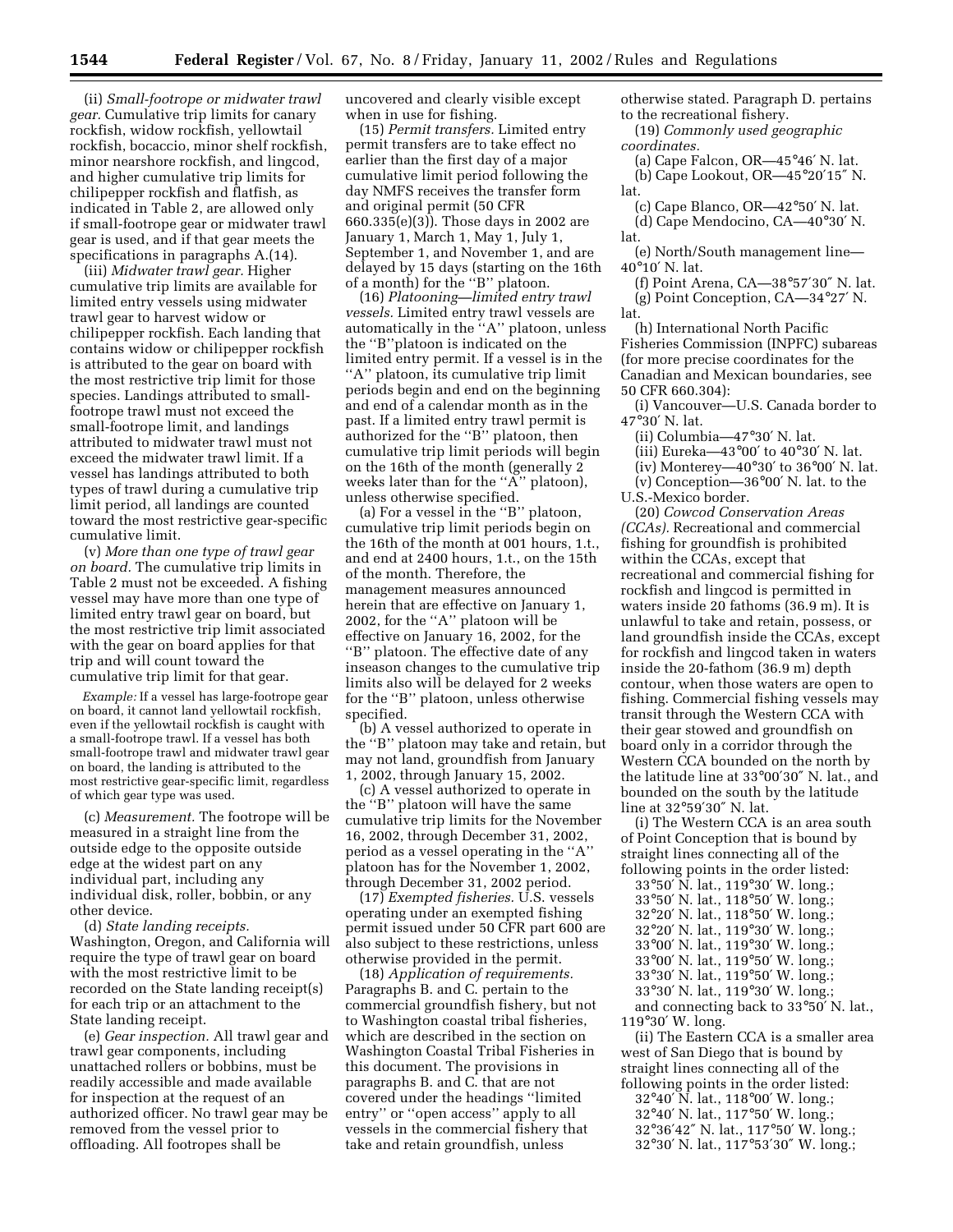(ii) *Small-footrope or midwater trawl gear.* Cumulative trip limits for canary rockfish, widow rockfish, yellowtail rockfish, bocaccio, minor shelf rockfish, minor nearshore rockfish, and lingcod, and higher cumulative trip limits for chilipepper rockfish and flatfish, as indicated in Table 2, are allowed only if small-footrope gear or midwater trawl gear is used, and if that gear meets the specifications in paragraphs A.(14).

(iii) *Midwater trawl gear.* Higher cumulative trip limits are available for limited entry vessels using midwater trawl gear to harvest widow or chilipepper rockfish. Each landing that contains widow or chilipepper rockfish is attributed to the gear on board with the most restrictive trip limit for those species. Landings attributed to small-footrope trawl must not exceed the small-footrope limit, and landings attributed to midwater trawl must not exceed the midwater trawl limit. If a vessel has landings attributed to both types of trawl during a cumulative trip limit period, all landings are counted toward the most restrictive gear-specific cumulative limit.

(v) *More than one type of trawl gear on board.* The cumulative trip limits in Table 2 must not be exceeded. A fishing vessel may have more than one type of limited entry trawl gear on board, but the most restrictive trip limit associated with the gear on board applies for that trip and will count toward the cumulative trip limit for that gear.

*Example:* If a vessel has large-footrope gear on board, it cannot land yellowtail rockfish, even if the yellowtail rockfish is caught with a small-footrope trawl. If a vessel has both small-footrope trawl and midwater trawl gear on board, the landing is attributed to the most restrictive gear-specific limit, regardless of which gear type was used.

(c) *Measurement.* The footrope will be measured in a straight line from the outside edge to the opposite outside edge at the widest part on any individual part, including any individual disk, roller, bobbin, or any other device.

(d) *State landing receipts.* Washington, Oregon, and California will require the type of trawl gear on board with the most restrictive limit to be recorded on the State landing receipt(s) for each trip or an attachment to the State landing receipt.

(e) *Gear inspection.* All trawl gear and trawl gear components, including unattached rollers or bobbins, must be readily accessible and made available for inspection at the request of an authorized officer. No trawl gear may be removed from the vessel prior to offloading. All footropes shall be uncovered and clearly visible except when in use for fishing.

(15) *Permit transfers.* Limited entry permit transfers are to take effect no earlier than the first day of a major cumulative limit period following the day NMFS receives the transfer form and original permit (50 CFR 660.335(e)(3)). Those days in 2002 are January 1, March 1, May 1, July 1, September 1, and November 1, and are delayed by 15 days (starting on the 16th of a month) for the ''B'' platoon.

(16) *Platooning—limited entry trawl vessels.* Limited entry trawl vessels are automatically in the ''A'' platoon, unless the ''B''platoon is indicated on the limited entry permit. If a vessel is in the ''A'' platoon, its cumulative trip limit periods begin and end on the beginning and end of a calendar month as in the past. If a limited entry trawl permit is authorized for the ''B'' platoon, then cumulative trip limit periods will begin on the 16th of the month (generally 2 weeks later than for the ''A'' platoon), unless otherwise specified.

(a) For a vessel in the ''B'' platoon, cumulative trip limit periods begin on the 16th of the month at 001 hours, 1.t., and end at 2400 hours, 1.t., on the 15th of the month. Therefore, the management measures announced herein that are effective on January 1, 2002, for the ''A'' platoon will be effective on January 16, 2002, for the ''B'' platoon. The effective date of any inseason changes to the cumulative trip limits also will be delayed for 2 weeks for the ''B'' platoon, unless otherwise specified.

(b) A vessel authorized to operate in the ''B'' platoon may take and retain, but may not land, groundfish from January 1, 2002, through January 15, 2002.

(c) A vessel authorized to operate in the ''B'' platoon will have the same cumulative trip limits for the November 16, 2002, through December 31, 2002, period as a vessel operating in the ''A'' platoon has for the November 1, 2002, through December 31, 2002 period.

(17) *Exempted fisheries.* U.S. vessels operating under an exempted fishing permit issued under 50 CFR part 600 are also subject to these restrictions, unless otherwise provided in the permit.

(18) *Application of requirements.* Paragraphs B. and C. pertain to the commercial groundfish fishery, but not to Washington coastal tribal fisheries, which are described in the section on Washington Coastal Tribal Fisheries in this document. The provisions in paragraphs B. and C. that are not covered under the headings ''limited entry'' or ''open access'' apply to all vessels in the commercial fishery that take and retain groundfish, unless otherwise stated. Paragraph D. pertains to the recreational fishery.

(19) *Commonly used geographic coordinates.*

(a) Cape Falcon, OR—45°46′ N. lat.

(b) Cape Lookout, OR—45°20′15″ N. lat.

(c) Cape Blanco, OR—42°50′ N. lat.

(d) Cape Mendocino, CA—40°30′ N. lat.

(e) North/South management line—40°10′ N. lat.

(f) Point Arena, CA—38°57′30″ N. lat.

(g) Point Conception, CA—34°27′ N. lat.

(h) International North Pacific Fisheries Commission (INPFC) subareas (for more precise coordinates for the Canadian and Mexican boundaries, see 50 CFR 660.304):

(i) Vancouver—U.S. Canada border to 47°30′ N. lat.

(ii) Columbia—47°30′ N. lat.

(iii) Eureka—43°00′ to 40°30′ N. lat.

(iv) Monterey—40°30′ to 36°00′ N. lat.

(v) Conception—36°00′ N. lat. to the U.S.-Mexico border.

(20) *Cowcod Conservation Areas (CCAs).* Recreational and commercial fishing for groundfish is prohibited within the CCAs, except that recreational and commercial fishing for rockfish and lingcod is permitted in waters inside 20 fathoms (36.9 m). It is unlawful to take and retain, possess, or land groundfish inside the CCAs, except for rockfish and lingcod taken in waters inside the 20-fathom (36.9 m) depth contour, when those waters are open to fishing. Commercial fishing vessels may transit through the Western CCA with their gear stowed and groundfish on board only in a corridor through the Western CCA bounded on the north by the latitude line at 33°00′30″ N. lat., and bounded on the south by the latitude line at 32°59′30″ N. lat.

(i) The Western CCA is an area south of Point Conception that is bound by straight lines connecting all of the following points in the order listed:

33°50′ N. lat., 119°30′ W. long.;
33°50′ N. lat., 118°50′ W. long.;
32°20′ N. lat., 118°50′ W. long.;
32°20′ N. lat., 119°30′ W. long.;
33°00′ N. lat., 119°30′ W. long.;
33°00′ N. lat., 119°50′ W. long.;
33°30′ N. lat., 119°50′ W. long.;
33°30′ N. lat., 119°30′ W. long.;
and connecting back to 33°50′ N. lat., 119°30′ W. long.

(ii) The Eastern CCA is a smaller area west of San Diego that is bound by straight lines connecting all of the following points in the order listed:

32°40′ N. lat., 118°00′ W. long.;
32°40′ N. lat., 117°50′ W. long.;
32°36′42″ N. lat., 117°50′ W. long.;
32°30′ N. lat., 117°53′30″ W. long.;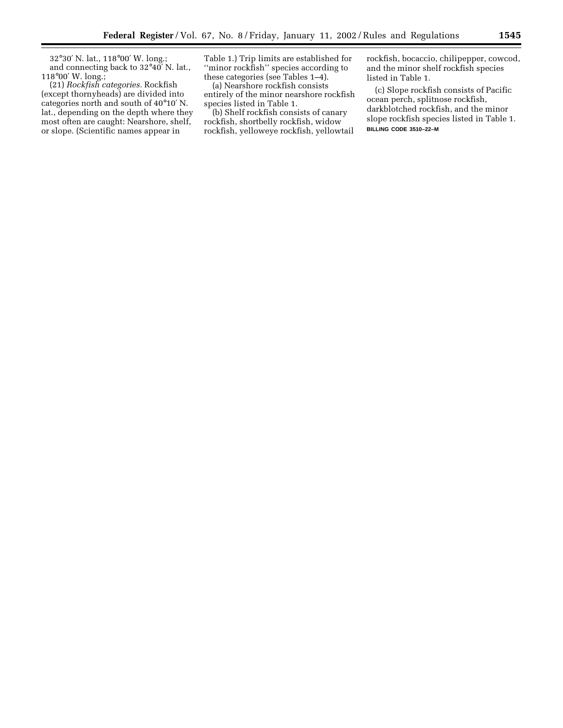32°30′ N. lat., 118°00′ W. long.;

and connecting back to 32°40′ N. lat., 118°00′ W. long.;

(21) *Rockfish categories.* Rockfish (except thornyheads) are divided into categories north and south of 40°10′ N. lat., depending on the depth where they most often are caught: Nearshore, shelf, or slope. (Scientific names appear in Table 1.) Trip limits are established for ''minor rockfish'' species according to these categories (see Tables 1–4).

(a) Nearshore rockfish consists entirely of the minor nearshore rockfish species listed in Table 1.

(b) Shelf rockfish consists of canary rockfish, shortbelly rockfish, widow rockfish, yelloweye rockfish, yellowtail rockfish, bocaccio, chilipepper, cowcod, and the minor shelf rockfish species listed in Table 1.

(c) Slope rockfish consists of Pacific ocean perch, splitnose rockfish, darkblotched rockfish, and the minor slope rockfish species listed in Table 1.

BILLING CODE 3510–22–M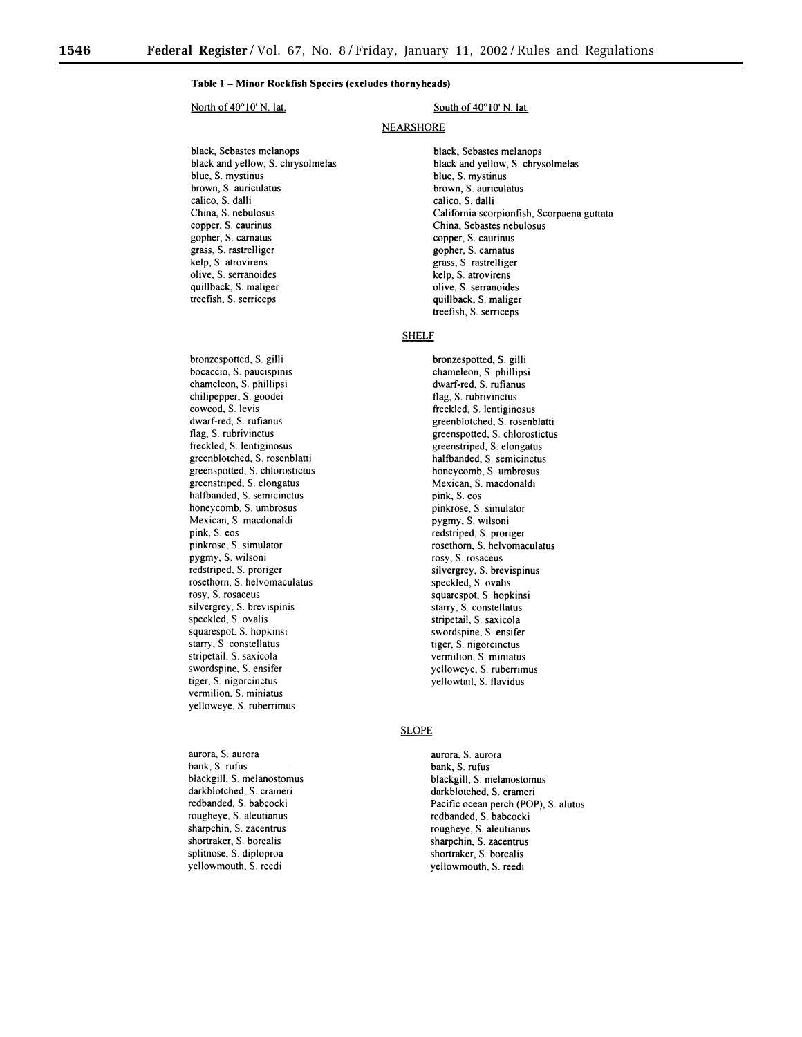**Table 1 – Minor Rockfish Species (excludes thornyheads)**

| North of 40°10' N. lat. | South of 40°10' N. lat. |
|---|---|
| **NEARSHORE** | |
| black, Sebastes melanops | black, Sebastes melanops |
| black and yellow, S. chrysolmelas | black and yellow, S. chrysolmelas |
| blue, S. mystinus | blue, S. mystinus |
| brown, S. auriculatus | brown, S. auriculatus |
| calico, S. dalli | calico, S. dalli |
| China, S. nebulosus | California scorpionfish, Scorpaena guttata |
| copper, S. caurinus | China, Sebastes nebulosus |
| gopher, S. carnatus | copper, S. caurinus |
| grass, S. rastrelliger | gopher, S. carnatus |
| kelp, S. atrovirens | grass, S. rastrelliger |
| olive, S. serranoides | kelp, S. atrovirens |
| quillback, S. maliger | olive, S. serranoides |
| treefish, S. serriceps | quillback, S. maliger |
| | treefish, S. serriceps |
| **SHELF** | |
| bronzespotted, S. gilli | bronzespotted, S. gilli |
| bocaccio, S. paucispinis | chameleon, S. phillipsi |
| chameleon, S. phillipsi | dwarf-red, S. rufianus |
| chilipepper, S. goodei | flag, S. rubrivinctus |
| cowcod, S. levis | freckled, S. lentiginosus |
| dwarf-red, S. rufianus | greenblotched, S. rosenblatti |
| flag, S. rubrivinctus | greenspotted, S. chlorostictus |
| freckled, S. lentiginosus | greenstriped, S. elongatus |
| greenblotched, S. rosenblatti | halfbanded, S. semicinctus |
| greenspotted, S. chlorostictus | honeycomb, S. umbrosus |
| greenstriped, S. elongatus | Mexican, S. macdonaldi |
| halfbanded, S. semicinctus | pink, S. eos |
| honeycomb, S. umbrosus | pinkrose, S. simulator |
| Mexican, S. macdonaldi | pygmy, S. wilsoni |
| pink, S. eos | redstriped, S. proriger |
| pinkrose, S. simulator | rosethorn, S. helvomaculatus |
| pygmy, S. wilsoni | rosy, S. rosaceus |
| redstriped, S. proriger | silvergrey, S. brevispinus |
| rosethorn, S. helvomaculatus | speckled, S. ovalis |
| rosy, S. rosaceus | squarespot, S. hopkinsi |
| silvergrey, S. brevispinis | starry, S. constellatus |
| speckled, S. ovalis | stripetail, S. saxicola |
| squarespot, S. hopkinsi | swordspine, S. ensifer |
| starry, S. constellatus | tiger, S. nigorcinctus |
| stripetail, S. saxicola | vermilion, S. miniatus |
| swordspine, S. ensifer | yelloweye, S. ruberrimus |
| tiger, S. nigorcinctus | yellowtail, S. flavidus |
| vermilion, S. miniatus | |
| yelloweye, S. ruberrimus | |
| **SLOPE** | |
| aurora, S. aurora | aurora, S. aurora |
| bank, S. rufus | bank, S. rufus |
| blackgill, S. melanostomus | blackgill, S. melanostomus |
| darkblotched, S. crameri | darkblotched, S. crameri |
| redbanded, S. babcocki | Pacific ocean perch (POP), S. alutus |
| rougheye, S. aleutianus | redbanded, S. babcocki |
| sharpchin, S. zacentrus | rougheye, S. aleutianus |
| shortraker, S. borealis | sharpchin, S. zacentrus |
| splitnose, S. diploproa | shortraker, S. borealis |
| yellowmouth, S. reedi | yellowmouth, S. reedi |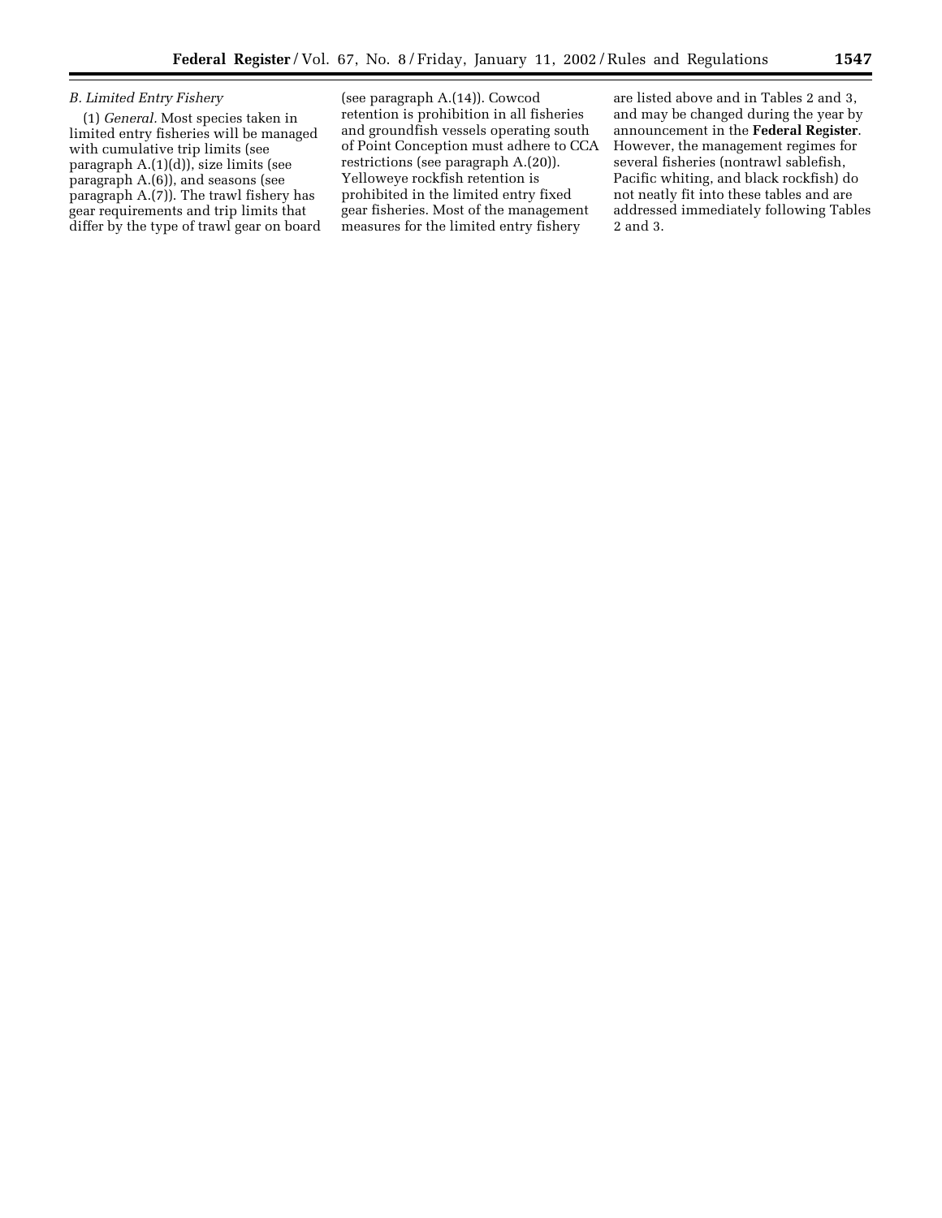*B. Limited Entry Fishery*

(1) *General.* Most species taken in limited entry fisheries will be managed with cumulative trip limits (see paragraph A.(1)(d)), size limits (see paragraph A.(6)), and seasons (see paragraph A.(7)). The trawl fishery has gear requirements and trip limits that differ by the type of trawl gear on board (see paragraph A.(14)). Cowcod retention is prohibition in all fisheries and groundfish vessels operating south of Point Conception must adhere to CCA restrictions (see paragraph A.(20)). Yelloweye rockfish retention is prohibited in the limited entry fixed gear fisheries. Most of the management measures for the limited entry fishery are listed above and in Tables 2 and 3, and may be changed during the year by announcement in the **Federal Register**. However, the management regimes for several fisheries (nontrawl sablefish, Pacific whiting, and black rockfish) do not neatly fit into these tables and are addressed immediately following Tables 2 and 3.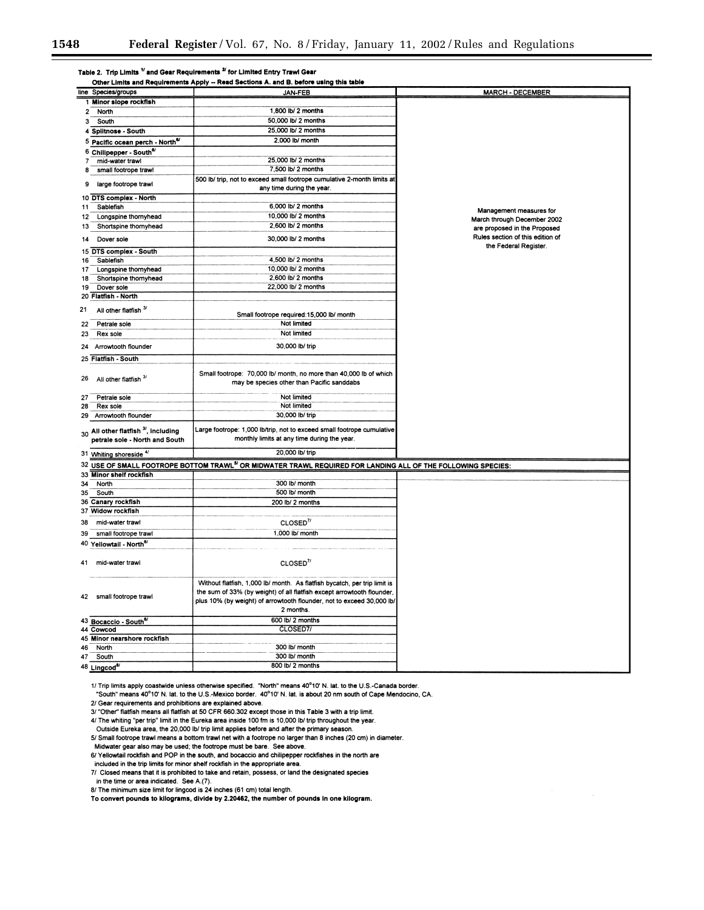Table 2. Trip Limits [1/] and Gear Requirements [2/] for Limited Entry Trawl Gear

Other Limits and Requirements Apply -- Read Sections A. and B. before using this table

| line | Species/groups | JAN-FEB | MARCH - DECEMBER |
|---|---|---|---|
| 1 | **Minor slope rockfish** | | Management measures for March through December 2002 are proposed in the Proposed Rules section of this edition of the Federal Register. |
| 2 | North | 1,800 lb/ 2 months | |
| 3 | South | 50,000 lb/ 2 months | |
| 4 | **Splitnose - South** | 25,000 lb/ 2 months | |
| 5 | **Pacific ocean perch - North[6/]** | 2,000 lb/ month | |
| 6 | **Chilipepper - South[6/]** | | |
| 7 | mid-water trawl | 25,000 lb/ 2 months | |
| 8 | small footrope trawl | 7,500 lb/ 2 months | |
| 9 | large footrope trawl | 500 lb/ trip, not to exceed small footrope cumulative 2-month limits at any time during the year. | |
| 10 | **DTS complex - North** | | |
| 11 | Sablefish | 6,000 lb/ 2 months | |
| 12 | Longspine thornyhead | 10,000 lb/ 2 months | |
| 13 | Shortspine thornyhead | 2,600 lb/ 2 months | |
| 14 | Dover sole | 30,000 lb/ 2 months | |
| 15 | **DTS complex - South** | | |
| 16 | Sablefish | 4,500 lb/ 2 months | |
| 17 | Longspine thornyhead | 10,000 lb/ 2 months | |
| 18 | Shortspine thornyhead | 2,600 lb/ 2 months | |
| 19 | Dover sole | 22,000 lb/ 2 months | |
| 20 | **Flatfish - North** | | |
| 21 | All other flatfish [3/] | Small footrope required:15,000 lb/ month | |
| 22 | Petrale sole | Not limited | |
| 23 | Rex sole | Not limited | |
| 24 | Arrowtooth flounder | 30,000 lb/ trip | |
| 25 | **Flatfish - South** | | |
| 26 | All other flatfish [3/] | Small footrope: 70,000 lb/ month, no more than 40,000 lb of which may be species other than Pacific sanddabs | |
| 27 | Petrale sole | Not limited | |
| 28 | Rex sole | Not limited | |
| 29 | Arrowtooth flounder | 30,000 lb/ trip | |
| 30 | **All other flatfish [3/], including petrale sole - North and South** | Large footrope: 1,000 lb/trip, not to exceed small footrope cumulative monthly limits at any time during the year. | |
| 31 | **Whiting shoreside [4/]** | 20,000 lb/ trip | |
| 32 | **USE OF SMALL FOOTROPE BOTTOM TRAWL[5/] OR MIDWATER TRAWL REQUIRED FOR LANDING ALL OF THE FOLLOWING SPECIES:** | | |
| 33 | **Minor shelf rockfish** | | |
| 34 | North | 300 lb/ month | |
| 35 | South | 500 lb/ month | |
| 36 | **Canary rockfish** | 200 lb/ 2 months | |
| 37 | **Widow rockfish** | | |
| 38 | mid-water trawl | CLOSED[7/] | |
| 39 | small footrope trawl | 1,000 lb/ month | |
| 40 | **Yellowtail - North[6/]** | | |
| 41 | mid-water trawl | CLOSED[7/] | |
| 42 | small footrope trawl | Without flatfish, 1,000 lb/ month. As flatfish bycatch, per trip limit is the sum of 33% (by weight) of all flatfish except arrowtooth flounder, plus 10% (by weight) of arrowtooth flounder, not to exceed 30,000 lb/ 2 months. | |
| 43 | **Bocaccio - South[6/]** | 600 lb/ 2 months | |
| 44 | **Cowcod** | CLOSED7/ | |
| 45 | **Minor nearshore rockfish** | | |
| 46 | North | 300 lb/ month | |
| 47 | South | 300 lb/ month | |
| 48 | **Lingcod[8/]** | 800 lb/ 2 months | |

1/ Trip limits apply coastwide unless otherwise specified. "North" means 40°10' N. lat. to the U.S.-Canada border. "South" means 40°10' N. lat. to the U.S.-Mexico border. 40°10' N. lat. is about 20 nm south of Cape Mendocino, CA.

2/ Gear requirements and prohibitions are explained above.

3/ "Other" flatfish means all flatfish at 50 CFR 660.302 except those in this Table 3 with a trip limit.

4/ The whiting "per trip" limit in the Eureka area inside 100 fm is 10,000 lb/ trip throughout the year. Outside Eureka area, the 20,000 lb/ trip limit applies before and after the primary season.

5/ Small footrope trawl means a bottom trawl net with a footrope no larger than 8 inches (20 cm) in diameter. Midwater gear also may be used; the footrope must be bare. See above.

6/ Yellowtail rockfish and POP in the south, and bocaccio and chilipepper rockfishes in the north are included in the trip limits for minor shelf rockfish in the appropriate area.

7/ Closed means that it is prohibited to take and retain, possess, or land the designated species in the time or area indicated. See A.(7).

8/ The minimum size limit for lingcod is 24 inches (61 cm) total length.

**To convert pounds to kilograms, divide by 2.20462, the number of pounds in one kilogram.**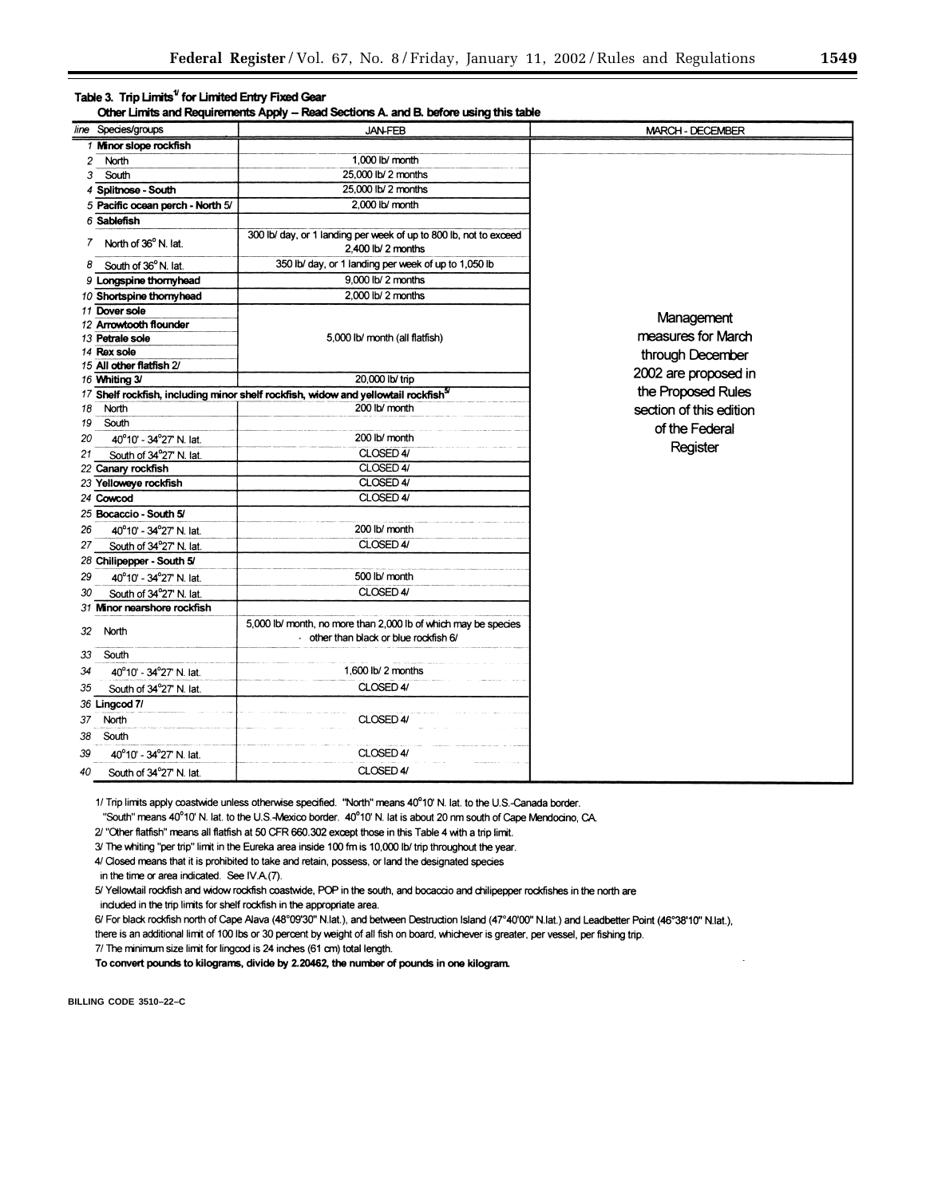**Table 3. Trip Limits[1/] for Limited Entry Fixed Gear**

**Other Limits and Requirements Apply -- Read Sections A. and B. before using this table**

| line | Species/groups | JAN-FEB | MARCH - DECEMBER |
|---|---|---|---|
| 1 | **Minor slope rockfish** | | Management measures for March through December 2002 are proposed in the Proposed Rules section of this edition of the Federal Register |
| 2 | North | 1,000 lb/ month | |
| 3 | South | 25,000 lb/ 2 months | |
| 4 | **Splitnose - South** | 25,000 lb/ 2 months | |
| 5 | **Pacific ocean perch - North 5/** | 2,000 lb/ month | |
| 6 | **Sablefish** | | |
| 7 | North of 36° N. lat. | 300 lb/ day, or 1 landing per week of up to 800 lb, not to exceed 2,400 lb/ 2 months | |
| 8 | South of 36° N. lat. | 350 lb/ day, or 1 landing per week of up to 1,050 lb | |
| 9 | **Longspine thornyhead** | 9,000 lb/ 2 months | |
| 10 | **Shortspine thornyhead** | 2,000 lb/ 2 months | |
| 11 | **Dover sole** | 5,000 lb/ month (all flatfish) | |
| 12 | **Arrowtooth flounder** | | |
| 13 | **Petrale sole** | | |
| 14 | **Rex sole** | | |
| 15 | **All other flatfish 2/** | | |
| 16 | **Whiting 3/** | 20,000 lb/ trip | |
| 17 | **Shelf rockfish, including minor shelf rockfish, widow and yellowtail rockfish[5/]** | | |
| 18 | North | 200 lb/ month | |
| 19 | South | | |
| 20 | 40°10' - 34°27' N. lat. | 200 lb/ month | |
| 21 | South of 34°27' N. lat. | CLOSED 4/ | |
| 22 | **Canary rockfish** | CLOSED 4/ | |
| 23 | **Yelloweye rockfish** | CLOSED 4/ | |
| 24 | **Cowcod** | CLOSED 4/ | |
| 25 | **Bocaccio - South 5/** | | |
| 26 | 40°10' - 34°27' N. lat. | 200 lb/ month | |
| 27 | South of 34°27' N. lat. | CLOSED 4/ | |
| 28 | **Chilipepper - South 5/** | | |
| 29 | 40°10' - 34°27' N. lat. | 500 lb/ month | |
| 30 | South of 34°27' N. lat. | CLOSED 4/ | |
| 31 | **Minor nearshore rockfish** | | |
| 32 | North | 5,000 lb/ month, no more than 2,000 lb of which may be species - other than black or blue rockfish 6/ | |
| 33 | South | | |
| 34 | 40°10' - 34°27' N. lat. | 1,600 lb/ 2 months | |
| 35 | South of 34°27' N. lat. | CLOSED 4/ | |
| 36 | **Lingcod 7/** | | |
| 37 | North | CLOSED 4/ | |
| 38 | South | | |
| 39 | 40°10' - 34°27' N. lat. | CLOSED 4/ | |
| 40 | South of 34°27' N. lat. | CLOSED 4/ | |

1/ Trip limits apply coastwide unless otherwise specified. "North" means 40°10' N. lat. to the U.S.-Canada border. "South" means 40°10' N. lat. to the U.S.-Mexico border. 40°10' N. lat is about 20 nm south of Cape Mendocino, CA.

2/ "Other flatfish" means all flatfish at 50 CFR 660.302 except those in this Table 4 with a trip limit.

3/ The whiting "per trip" limit in the Eureka area inside 100 fm is 10,000 lb/ trip throughout the year.

4/ Closed means that it is prohibited to take and retain, possess, or land the designated species in the time or area indicated. See IV.A.(7).

5/ Yellowtail rockfish and widow rockfish coastwide, POP in the south, and bocaccio and chilipepper rockfishes in the north are included in the trip limits for shelf rockfish in the appropriate area.

6/ For black rockfish north of Cape Alava (48°09'30" N.lat.), and between Destruction Island (47°40'00" N.lat.) and Leadbetter Point (46°38'10" N.lat.), there is an additional limit of 100 lbs or 30 percent by weight of all fish on board, whichever is greater, per vessel, per fishing trip.

7/ The minimum size limit for lingcod is 24 inches (61 cm) total length.

**To convert pounds to kilograms, divide by 2.20462, the number of pounds in one kilogram.**

BILLING CODE 3510–22–C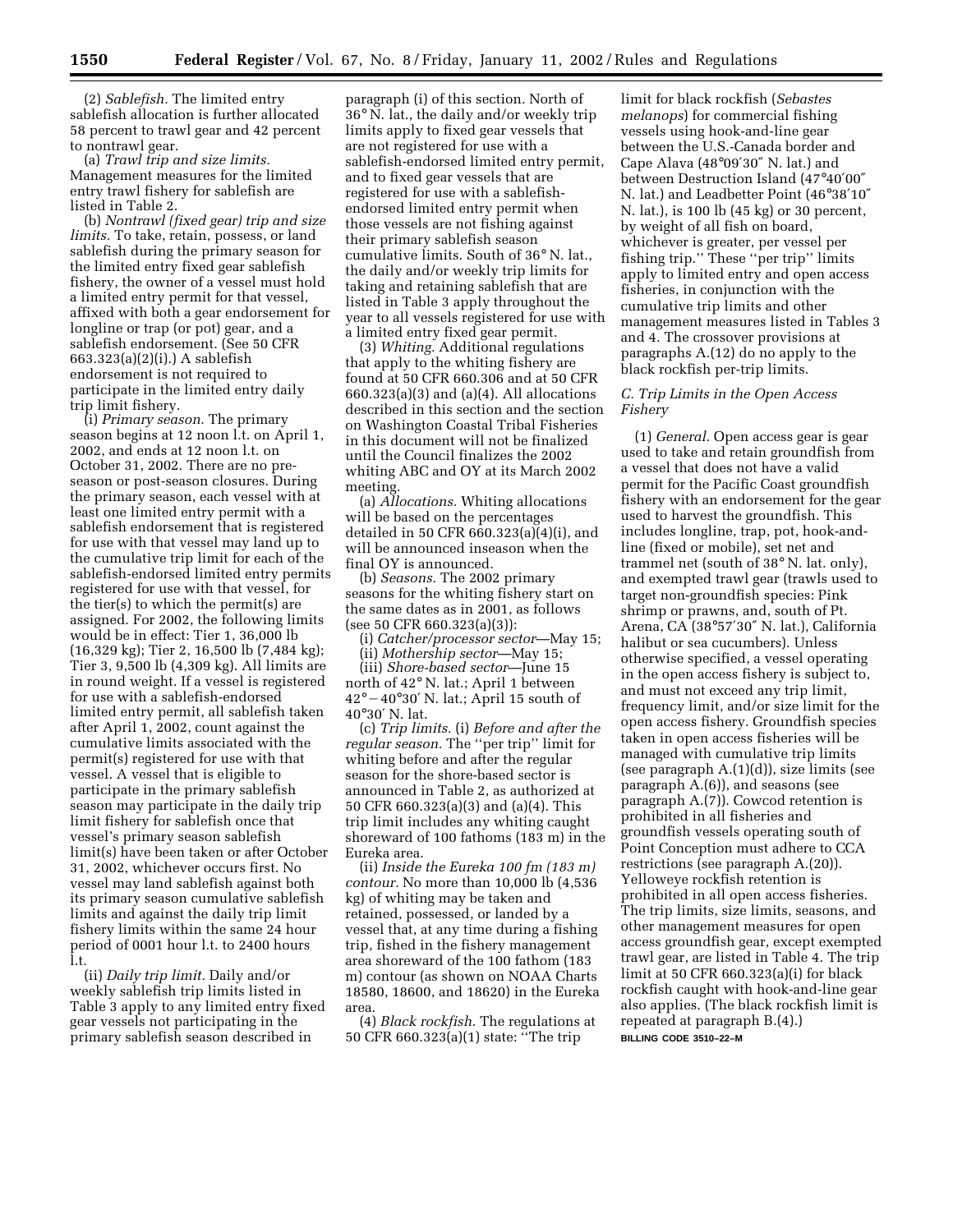(2) *Sablefish.* The limited entry sablefish allocation is further allocated 58 percent to trawl gear and 42 percent to nontrawl gear.

(a) *Trawl trip and size limits.* Management measures for the limited entry trawl fishery for sablefish are listed in Table 2.

(b) *Nontrawl (fixed gear) trip and size limits.* To take, retain, possess, or land sablefish during the primary season for the limited entry fixed gear sablefish fishery, the owner of a vessel must hold a limited entry permit for that vessel, affixed with both a gear endorsement for longline or trap (or pot) gear, and a sablefish endorsement. (See 50 CFR 663.323(a)(2)(i).) A sablefish endorsement is not required to participate in the limited entry daily trip limit fishery.

(i) *Primary season.* The primary season begins at 12 noon l.t. on April 1, 2002, and ends at 12 noon l.t. on October 31, 2002. There are no pre-season or post-season closures. During the primary season, each vessel with at least one limited entry permit with a sablefish endorsement that is registered for use with that vessel may land up to the cumulative trip limit for each of the sablefish-endorsed limited entry permits registered for use with that vessel, for the tier(s) to which the permit(s) are assigned. For 2002, the following limits would be in effect: Tier 1, 36,000 lb (16,329 kg); Tier 2, 16,500 lb (7,484 kg); Tier 3, 9,500 lb (4,309 kg). All limits are in round weight. If a vessel is registered for use with a sablefish-endorsed limited entry permit, all sablefish taken after April 1, 2002, count against the cumulative limits associated with the permit(s) registered for use with that vessel. A vessel that is eligible to participate in the primary sablefish season may participate in the daily trip limit fishery for sablefish once that vessel's primary season sablefish limit(s) have been taken or after October 31, 2002, whichever occurs first. No vessel may land sablefish against both its primary season cumulative sablefish limits and against the daily trip limit fishery limits within the same 24 hour period of 0001 hour l.t. to 2400 hours l.t.

(ii) *Daily trip limit.* Daily and/or weekly sablefish trip limits listed in Table 3 apply to any limited entry fixed gear vessels not participating in the primary sablefish season described in paragraph (i) of this section. North of 36° N. lat., the daily and/or weekly trip limits apply to fixed gear vessels that are not registered for use with a sablefish-endorsed limited entry permit, and to fixed gear vessels that are registered for use with a sablefish-endorsed limited entry permit when those vessels are not fishing against their primary sablefish season cumulative limits. South of 36° N. lat., the daily and/or weekly trip limits for taking and retaining sablefish that are listed in Table 3 apply throughout the year to all vessels registered for use with a limited entry fixed gear permit.

(3) *Whiting.* Additional regulations that apply to the whiting fishery are found at 50 CFR 660.306 and at 50 CFR 660.323(a)(3) and (a)(4). All allocations described in this section and the section on Washington Coastal Tribal Fisheries in this document will not be finalized until the Council finalizes the 2002 whiting ABC and OY at its March 2002 meeting.

(a) *Allocations.* Whiting allocations will be based on the percentages detailed in 50 CFR 660.323(a)(4)(i), and will be announced inseason when the final OY is announced.

(b) *Seasons.* The 2002 primary seasons for the whiting fishery start on the same dates as in 2001, as follows (see 50 CFR 660.323(a)(3)):

(i) *Catcher/processor sector*—May 15;

(ii) *Mothership sector*—May 15;

(iii) *Shore-based sector*—June 15 north of 42° N. lat.; April 1 between 42°−40°30′ N. lat.; April 15 south of 40°30′ N. lat.

(c) *Trip limits.* (i) *Before and after the regular season.* The "per trip" limit for whiting before and after the regular season for the shore-based sector is announced in Table 2, as authorized at 50 CFR 660.323(a)(3) and (a)(4). This trip limit includes any whiting caught shoreward of 100 fathoms (183 m) in the Eureka area.

(ii) *Inside the Eureka 100 fm (183 m) contour.* No more than 10,000 lb (4,536 kg) of whiting may be taken and retained, possessed, or landed by a vessel that, at any time during a fishing trip, fished in the fishery management area shoreward of the 100 fathom (183 m) contour (as shown on NOAA Charts 18580, 18600, and 18620) in the Eureka area.

(4) *Black rockfish.* The regulations at 50 CFR 660.323(a)(1) state: "The trip limit for black rockfish (*Sebastes melanops*) for commercial fishing vessels using hook-and-line gear between the U.S.-Canada border and Cape Alava (48°09′30″ N. lat.) and between Destruction Island (47°40′00″ N. lat.) and Leadbetter Point (46°38′10″ N. lat.), is 100 lb (45 kg) or 30 percent, by weight of all fish on board, whichever is greater, per vessel per fishing trip." These "per trip" limits apply to limited entry and open access fisheries, in conjunction with the cumulative trip limits and other management measures listed in Tables 3 and 4. The crossover provisions at paragraphs A.(12) do no apply to the black rockfish per-trip limits.

### C. Trip Limits in the Open Access Fishery

(1) *General.* Open access gear is gear used to take and retain groundfish from a vessel that does not have a valid permit for the Pacific Coast groundfish fishery with an endorsement for the gear used to harvest the groundfish. This includes longline, trap, pot, hook-and-line (fixed or mobile), set net and trammel net (south of 38° N. lat. only), and exempted trawl gear (trawls used to target non-groundfish species: Pink shrimp or prawns, and, south of Pt. Arena, CA (38°57′30″ N. lat.), California halibut or sea cucumbers). Unless otherwise specified, a vessel operating in the open access fishery is subject to, and must not exceed any trip limit, frequency limit, and/or size limit for the open access fishery. Groundfish species taken in open access fisheries will be managed with cumulative trip limits (see paragraph A.(1)(d)), size limits (see paragraph A.(6)), and seasons (see paragraph A.(7)). Cowcod retention is prohibited in all fisheries and groundfish vessels operating south of Point Conception must adhere to CCA restrictions (see paragraph A.(20)). Yelloweye rockfish retention is prohibited in all open access fisheries. The trip limits, size limits, seasons, and other management measures for open access groundfish gear, except exempted trawl gear, are listed in Table 4. The trip limit at 50 CFR 660.323(a)(i) for black rockfish caught with hook-and-line gear also applies. (The black rockfish limit is repeated at paragraph B.(4).)

BILLING CODE 3510–22–M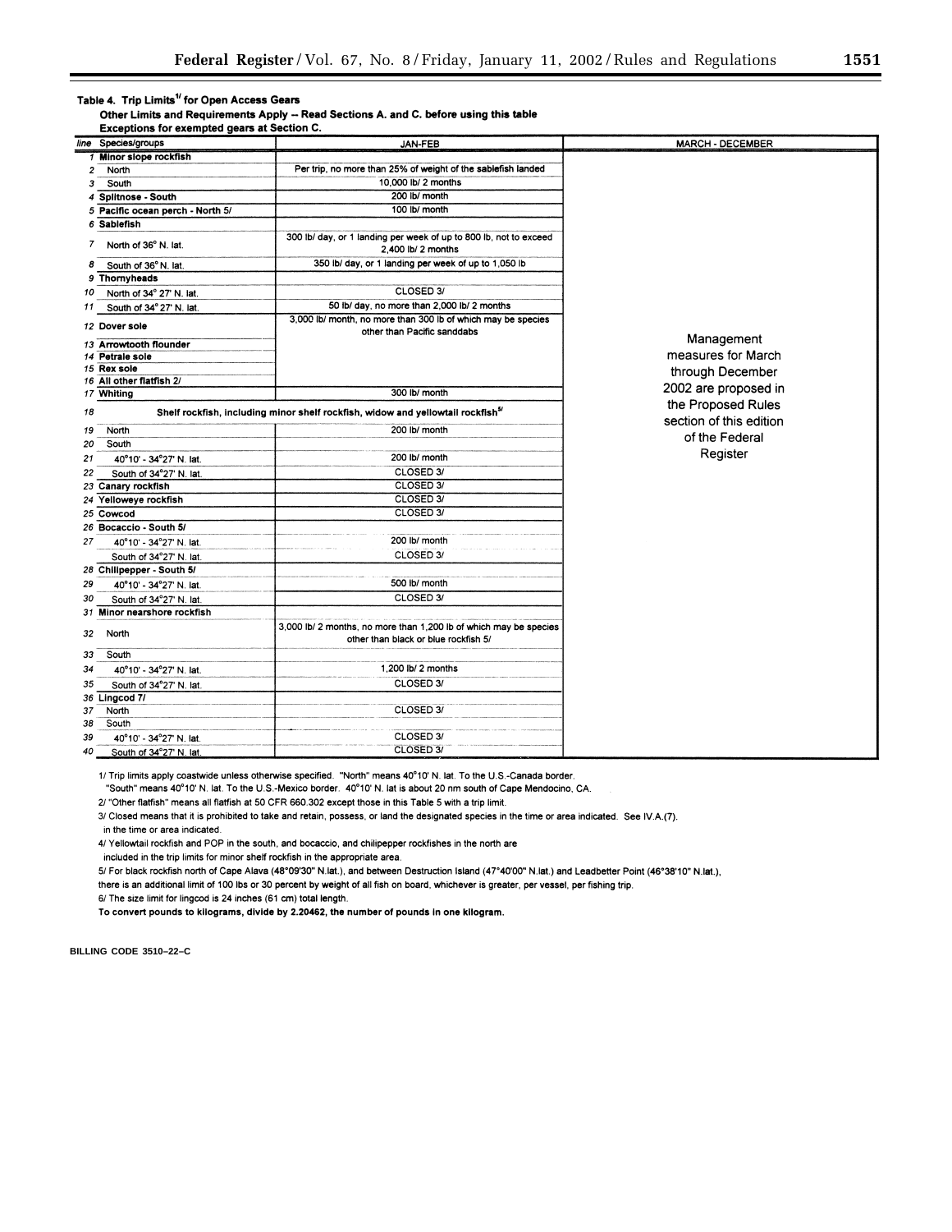**Table 4. Trip Limits[1/] for Open Access Gears**

**Other Limits and Requirements Apply -- Read Sections A. and C. before using this table**

**Exceptions for exempted gears at Section C.**

| line | Species/groups | JAN-FEB | MARCH - DECEMBER |
|---|---|---|---|
| 1 | **Minor slope rockfish** | | Management measures for March through December 2002 are proposed in the Proposed Rules section of this edition of the Federal Register |
| 2 | North | Per trip, no more than 25% of weight of the sablefish landed | |
| 3 | South | 10,000 lb/ 2 months | |
| 4 | **Splitnose - South** | 200 lb/ month | |
| 5 | **Pacific ocean perch - North 5/** | 100 lb/ month | |
| 6 | **Sablefish** | | |
| 7 | North of 36° N. lat. | 300 lb/ day, or 1 landing per week of up to 800 lb, not to exceed 2,400 lb/ 2 months | |
| 8 | South of 36° N. lat. | 350 lb/ day, or 1 landing per week of up to 1,050 lb | |
| 9 | **Thornyheads** | | |
| 10 | North of 34° 27' N. lat. | CLOSED 3/ | |
| 11 | South of 34° 27' N. lat. | 50 lb/ day, no more than 2,000 lb/ 2 months | |
| 12 | **Dover sole** | 3,000 lb/ month, no more than 300 lb of which may be species other than Pacific sanddabs | |
| 13 | **Arrowtooth flounder** | | |
| 14 | **Petrale sole** | | |
| 15 | **Rex sole** | | |
| 16 | **All other flatfish 2/** | | |
| 17 | **Whiting** | 300 lb/ month | |
| 18 | **Shelf rockfish, including minor shelf rockfish, widow and yellowtail rockfish[5/]** | | |
| 19 | North | 200 lb/ month | |
| 20 | South | | |
| 21 | 40°10' - 34°27' N. lat. | 200 lb/ month | |
| 22 | South of 34°27' N. lat. | CLOSED 3/ | |
| 23 | **Canary rockfish** | CLOSED 3/ | |
| 24 | **Yelloweye rockfish** | CLOSED 3/ | |
| 25 | **Cowcod** | CLOSED 3/ | |
| 26 | **Bocaccio - South 5/** | | |
| 27 | 40°10' - 34°27' N. lat. | 200 lb/ month | |
| | South of 34°27' N. lat. | CLOSED 3/ | |
| 28 | **Chilipepper - South 5/** | | |
| 29 | 40°10' - 34°27' N. lat. | 500 lb/ month | |
| 30 | South of 34°27' N. lat. | CLOSED 3/ | |
| 31 | **Minor nearshore rockfish** | | |
| 32 | North | 3,000 lb/ 2 months, no more than 1,200 lb of which may be species other than black or blue rockfish 5/ | |
| 33 | South | | |
| 34 | 40°10' - 34°27' N. lat. | 1,200 lb/ 2 months | |
| 35 | South of 34°27' N. lat. | CLOSED 3/ | |
| 36 | **Lingcod 7/** | | |
| 37 | North | CLOSED 3/ | |
| 38 | South | | |
| 39 | 40°10' - 34°27' N. lat. | CLOSED 3/ | |
| 40 | South of 34°27' N. lat. | CLOSED 3/ | |

1/ Trip limits apply coastwide unless otherwise specified. "North" means 40°10' N. lat. To the U.S.-Canada border.
"South" means 40°10' N. lat. To the U.S.-Mexico border. 40°10' N. lat is about 20 nm south of Cape Mendocino, CA.

2/ "Other flatfish" means all flatfish at 50 CFR 660.302 except those in this Table 5 with a trip limit.

3/ Closed means that it is prohibited to take and retain, possess, or land the designated species in the time or area indicated. See IV.A.(7).
in the time or area indicated.

4/ Yellowtail rockfish and POP in the south, and bocaccio, and chilipepper rockfishes in the north are
included in the trip limits for minor shelf rockfish in the appropriate area.

5/ For black rockfish north of Cape Alava (48°09'30" N.lat.), and between Destruction Island (47°40'00" N.lat.) and Leadbetter Point (46°38'10" N.lat.),
there is an additional limit of 100 lbs or 30 percent by weight of all fish on board, whichever is greater, per vessel, per fishing trip.

6/ The size limit for lingcod is 24 inches (61 cm) total length.

**To convert pounds to kilograms, divide by 2.20462, the number of pounds in one kilogram.**

BILLING CODE 3510–22–C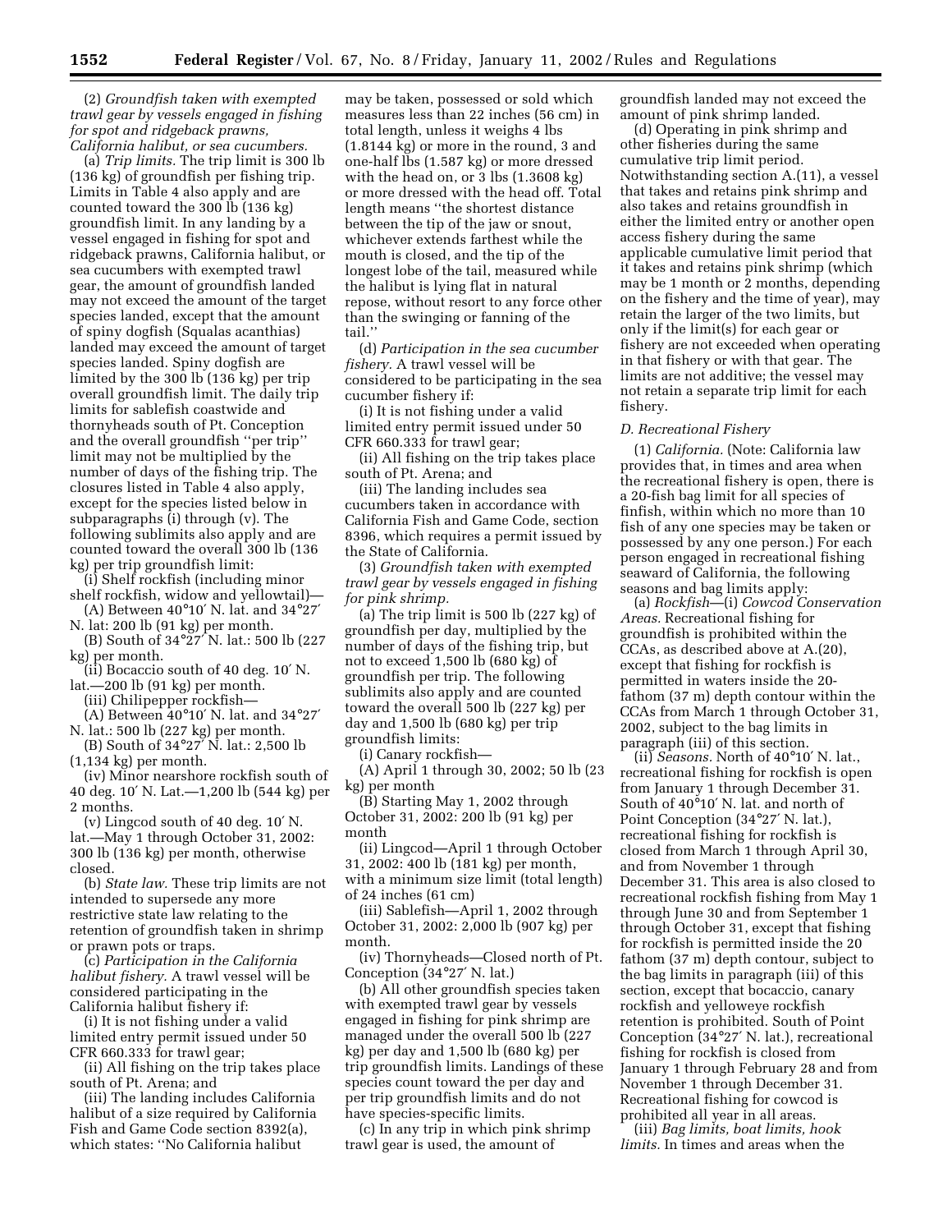(2) *Groundfish taken with exempted trawl gear by vessels engaged in fishing for spot and ridgeback prawns, California halibut, or sea cucumbers.*

(a) *Trip limits.* The trip limit is 300 lb (136 kg) of groundfish per fishing trip. Limits in Table 4 also apply and are counted toward the 300 lb (136 kg) groundfish limit. In any landing by a vessel engaged in fishing for spot and ridgeback prawns, California halibut, or sea cucumbers with exempted trawl gear, the amount of groundfish landed may not exceed the amount of the target species landed, except that the amount of spiny dogfish (Squalas acanthias) landed may exceed the amount of target species landed. Spiny dogfish are limited by the 300 lb (136 kg) per trip overall groundfish limit. The daily trip limits for sablefish coastwide and thornyheads south of Pt. Conception and the overall groundfish "per trip" limit may not be multiplied by the number of days of the fishing trip. The closures listed in Table 4 also apply, except for the species listed below in subparagraphs (i) through (v). The following sublimits also apply and are counted toward the overall 300 lb (136 kg) per trip groundfish limit:

(i) Shelf rockfish (including minor shelf rockfish, widow and yellowtail)—

(A) Between 40°10′ N. lat. and 34°27′ N. lat: 200 lb (91 kg) per month.

(B) South of 34°27′ N. lat.: 500 lb (227 kg) per month.

(ii) Bocaccio south of 40 deg. 10′ N. lat.—200 lb (91 kg) per month.

(iii) Chilipepper rockfish—

(A) Between 40°10′ N. lat. and 34°27′ N. lat.: 500 lb (227 kg) per month.

(B) South of 34°27′ N. lat.: 2,500 lb (1,134 kg) per month.

(iv) Minor nearshore rockfish south of 40 deg. 10′ N. Lat.—1,200 lb (544 kg) per 2 months.

(v) Lingcod south of 40 deg. 10′ N. lat.—May 1 through October 31, 2002: 300 lb (136 kg) per month, otherwise closed.

(b) *State law.* These trip limits are not intended to supersede any more restrictive state law relating to the retention of groundfish taken in shrimp or prawn pots or traps.

(c) *Participation in the California halibut fishery.* A trawl vessel will be considered participating in the California halibut fishery if:

(i) It is not fishing under a valid limited entry permit issued under 50 CFR 660.333 for trawl gear;

(ii) All fishing on the trip takes place south of Pt. Arena; and

(iii) The landing includes California halibut of a size required by California Fish and Game Code section 8392(a), which states: "No California halibut may be taken, possessed or sold which measures less than 22 inches (56 cm) in total length, unless it weighs 4 lbs (1.8144 kg) or more in the round, 3 and one-half lbs (1.587 kg) or more dressed with the head on, or 3 lbs (1.3608 kg) or more dressed with the head off. Total length means "the shortest distance between the tip of the jaw or snout, whichever extends farthest while the mouth is closed, and the tip of the longest lobe of the tail, measured while the halibut is lying flat in natural repose, without resort to any force other than the swinging or fanning of the tail."

(d) *Participation in the sea cucumber fishery.* A trawl vessel will be considered to be participating in the sea cucumber fishery if:

(i) It is not fishing under a valid limited entry permit issued under 50 CFR 660.333 for trawl gear;

(ii) All fishing on the trip takes place south of Pt. Arena; and

(iii) The landing includes sea cucumbers taken in accordance with California Fish and Game Code, section 8396, which requires a permit issued by the State of California.

(3) *Groundfish taken with exempted trawl gear by vessels engaged in fishing for pink shrimp.*

(a) The trip limit is 500 lb (227 kg) of groundfish per day, multiplied by the number of days of the fishing trip, but not to exceed 1,500 lb (680 kg) of groundfish per trip. The following sublimits also apply and are counted toward the overall 500 lb (227 kg) per day and 1,500 lb (680 kg) per trip groundfish limits:

(i) Canary rockfish—

(A) April 1 through 30, 2002; 50 lb (23 kg) per month

(B) Starting May 1, 2002 through October 31, 2002: 200 lb (91 kg) per month

(ii) Lingcod—April 1 through October 31, 2002: 400 lb (181 kg) per month, with a minimum size limit (total length) of 24 inches (61 cm)

(iii) Sablefish—April 1, 2002 through October 31, 2002: 2,000 lb (907 kg) per month.

(iv) Thornyheads—Closed north of Pt. Conception (34°27′ N. lat.)

(b) All other groundfish species taken with exempted trawl gear by vessels engaged in fishing for pink shrimp are managed under the overall 500 lb (227 kg) per day and 1,500 lb (680 kg) per trip groundfish limits. Landings of these species count toward the per day and per trip groundfish limits and do not have species-specific limits.

(c) In any trip in which pink shrimp trawl gear is used, the amount of groundfish landed may not exceed the amount of pink shrimp landed.

(d) Operating in pink shrimp and other fisheries during the same cumulative trip limit period. Notwithstanding section A.(11), a vessel that takes and retains pink shrimp and also takes and retains groundfish in either the limited entry or another open access fishery during the same applicable cumulative limit period that it takes and retains pink shrimp (which may be 1 month or 2 months, depending on the fishery and the time of year), may retain the larger of the two limits, but only if the limit(s) for each gear or fishery are not exceeded when operating in that fishery or with that gear. The limits are not additive; the vessel may not retain a separate trip limit for each fishery.

*D. Recreational Fishery*

(1) *California.* (Note: California law provides that, in times and area when the recreational fishery is open, there is a 20-fish bag limit for all species of finfish, within which no more than 10 fish of any one species may be taken or possessed by any one person.) For each person engaged in recreational fishing seaward of California, the following seasons and bag limits apply:

(a) *Rockfish*—(i) *Cowcod Conservation Areas.* Recreational fishing for groundfish is prohibited within the CCAs, as described above at A.(20), except that fishing for rockfish is permitted in waters inside the 20-fathom (37 m) depth contour within the CCAs from March 1 through October 31, 2002, subject to the bag limits in paragraph (iii) of this section.

(ii) *Seasons.* North of 40°10′ N. lat., recreational fishing for rockfish is open from January 1 through December 31. South of 40°10′ N. lat. and north of Point Conception (34°27′ N. lat.), recreational fishing for rockfish is closed from March 1 through April 30, and from November 1 through December 31. This area is also closed to recreational rockfish fishing from May 1 through June 30 and from September 1 through October 31, except that fishing for rockfish is permitted inside the 20 fathom (37 m) depth contour, subject to the bag limits in paragraph (iii) of this section, except that bocaccio, canary rockfish and yelloweye rockfish retention is prohibited. South of Point Conception (34°27′ N. lat.), recreational fishing for rockfish is closed from January 1 through February 28 and from November 1 through December 31. Recreational fishing for cowcod is prohibited all year in all areas.

(iii) *Bag limits, boat limits, hook limits.* In times and areas when the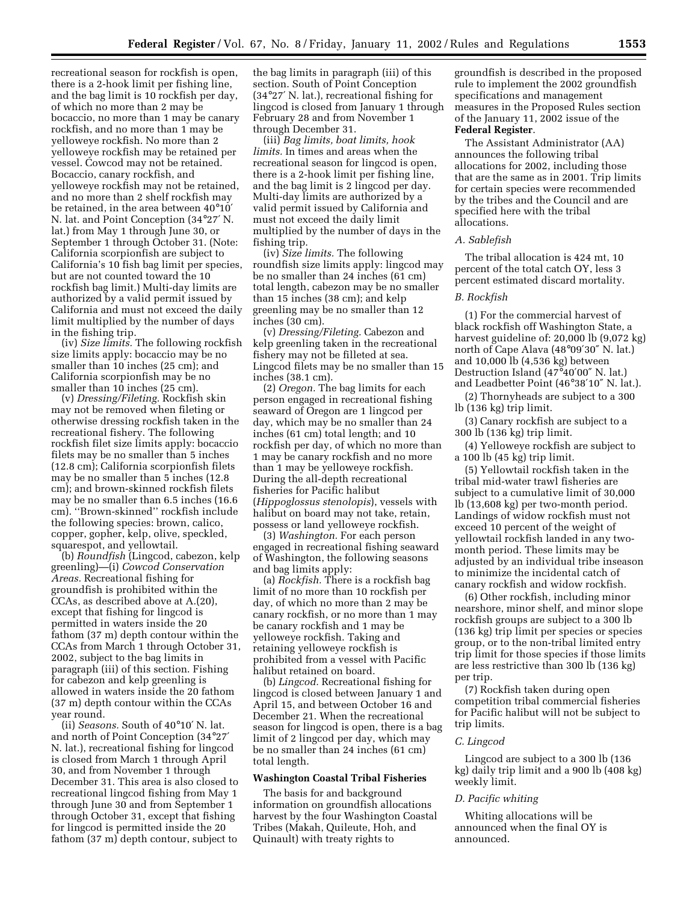recreational season for rockfish is open, there is a 2-hook limit per fishing line, and the bag limit is 10 rockfish per day, of which no more than 2 may be bocaccio, no more than 1 may be canary rockfish, and no more than 1 may be yelloweye rockfish. No more than 2 yelloweye rockfish may be retained per vessel. Cowcod may not be retained. Bocaccio, canary rockfish, and yelloweye rockfish may not be retained, and no more than 2 shelf rockfish may be retained, in the area between 40°10′ N. lat. and Point Conception (34°27′ N. lat.) from May 1 through June 30, or September 1 through October 31. (Note: California scorpionfish are subject to California's 10 fish bag limit per species, but are not counted toward the 10 rockfish bag limit.) Multi-day limits are authorized by a valid permit issued by California and must not exceed the daily limit multiplied by the number of days in the fishing trip.

(iv) *Size limits.* The following rockfish size limits apply: bocaccio may be no smaller than 10 inches (25 cm); and California scorpionfish may be no smaller than 10 inches (25 cm).

(v) *Dressing/Fileting.* Rockfish skin may not be removed when fileting or otherwise dressing rockfish taken in the recreational fishery. The following rockfish filet size limits apply: bocaccio filets may be no smaller than 5 inches (12.8 cm); California scorpionfish filets may be no smaller than 5 inches (12.8 cm); and brown-skinned rockfish filets may be no smaller than 6.5 inches (16.6 cm). "Brown-skinned" rockfish include the following species: brown, calico, copper, gopher, kelp, olive, speckled, squarespot, and yellowtail.

(b) *Roundfish* (Lingcod, cabezon, kelp greenling)—(i) *Cowcod Conservation Areas.* Recreational fishing for groundfish is prohibited within the CCAs, as described above at A.(20), except that fishing for lingcod is permitted in waters inside the 20 fathom (37 m) depth contour within the CCAs from March 1 through October 31, 2002, subject to the bag limits in paragraph (iii) of this section. Fishing for cabezon and kelp greenling is allowed in waters inside the 20 fathom (37 m) depth contour within the CCAs year round.

(ii) *Seasons.* South of 40°10′ N. lat. and north of Point Conception (34°27′ N. lat.), recreational fishing for lingcod is closed from March 1 through April 30, and from November 1 through December 31. This area is also closed to recreational lingcod fishing from May 1 through June 30 and from September 1 through October 31, except that fishing for lingcod is permitted inside the 20 fathom (37 m) depth contour, subject to the bag limits in paragraph (iii) of this section. South of Point Conception (34°27′ N. lat.), recreational fishing for lingcod is closed from January 1 through February 28 and from November 1 through December 31.

(iii) *Bag limits, boat limits, hook limits.* In times and areas when the recreational season for lingcod is open, there is a 2-hook limit per fishing line, and the bag limit is 2 lingcod per day. Multi-day limits are authorized by a valid permit issued by California and must not exceed the daily limit multiplied by the number of days in the fishing trip.

(iv) *Size limits.* The following roundfish size limits apply: lingcod may be no smaller than 24 inches (61 cm) total length, cabezon may be no smaller than 15 inches (38 cm); and kelp greenling may be no smaller than 12 inches (30 cm).

(v) *Dressing/Fileting.* Cabezon and kelp greenling taken in the recreational fishery may not be filleted at sea. Lingcod filets may be no smaller than 15 inches (38.1 cm).

(2) *Oregon.* The bag limits for each person engaged in recreational fishing seaward of Oregon are 1 lingcod per day, which may be no smaller than 24 inches (61 cm) total length; and 10 rockfish per day, of which no more than 1 may be canary rockfish and no more than 1 may be yelloweye rockfish. During the all-depth recreational fisheries for Pacific halibut (*Hippoglossus stenolopis*), vessels with halibut on board may not take, retain, possess or land yelloweye rockfish.

(3) *Washington.* For each person engaged in recreational fishing seaward of Washington, the following seasons and bag limits apply:

(a) *Rockfish.* There is a rockfish bag limit of no more than 10 rockfish per day, of which no more than 2 may be canary rockfish, or no more than 1 may be canary rockfish and 1 may be yelloweye rockfish. Taking and retaining yelloweye rockfish is prohibited from a vessel with Pacific halibut retained on board.

(b) *Lingcod.* Recreational fishing for lingcod is closed between January 1 and April 15, and between October 16 and December 21. When the recreational season for lingcod is open, there is a bag limit of 2 lingcod per day, which may be no smaller than 24 inches (61 cm) total length.

**Washington Coastal Tribal Fisheries**

The basis for and background information on groundfish allocations harvest by the four Washington Coastal Tribes (Makah, Quileute, Hoh, and Quinault) with treaty rights to groundfish is described in the proposed rule to implement the 2002 groundfish specifications and management measures in the Proposed Rules section of the January 11, 2002 issue of the **Federal Register**.

The Assistant Administrator (AA) announces the following tribal allocations for 2002, including those that are the same as in 2001. Trip limits for certain species were recommended by the tribes and the Council and are specified here with the tribal allocations.

*A. Sablefish*

The tribal allocation is 424 mt, 10 percent of the total catch OY, less 3 percent estimated discard mortality.

*B. Rockfish*

(1) For the commercial harvest of black rockfish off Washington State, a harvest guideline of: 20,000 lb (9,072 kg) north of Cape Alava (48°09′30″ N. lat.) and 10,000 lb (4,536 kg) between Destruction Island (47°40′00″ N. lat.) and Leadbetter Point (46°38′10″ N. lat.).

(2) Thornyheads are subject to a 300 lb (136 kg) trip limit.

(3) Canary rockfish are subject to a 300 lb (136 kg) trip limit.

(4) Yelloweye rockfish are subject to a 100 lb (45 kg) trip limit.

(5) Yellowtail rockfish taken in the tribal mid-water trawl fisheries are subject to a cumulative limit of 30,000 lb (13,608 kg) per two-month period. Landings of widow rockfish must not exceed 10 percent of the weight of yellowtail rockfish landed in any two-month period. These limits may be adjusted by an individual tribe inseason to minimize the incidental catch of canary rockfish and widow rockfish.

(6) Other rockfish, including minor nearshore, minor shelf, and minor slope rockfish groups are subject to a 300 lb (136 kg) trip limit per species or species group, or to the non-tribal limited entry trip limit for those species if those limits are less restrictive than 300 lb (136 kg) per trip.

(7) Rockfish taken during open competition tribal commercial fisheries for Pacific halibut will not be subject to trip limits.

*C. Lingcod*

Lingcod are subject to a 300 lb (136 kg) daily trip limit and a 900 lb (408 kg) weekly limit.

*D. Pacific whiting*

Whiting allocations will be announced when the final OY is announced.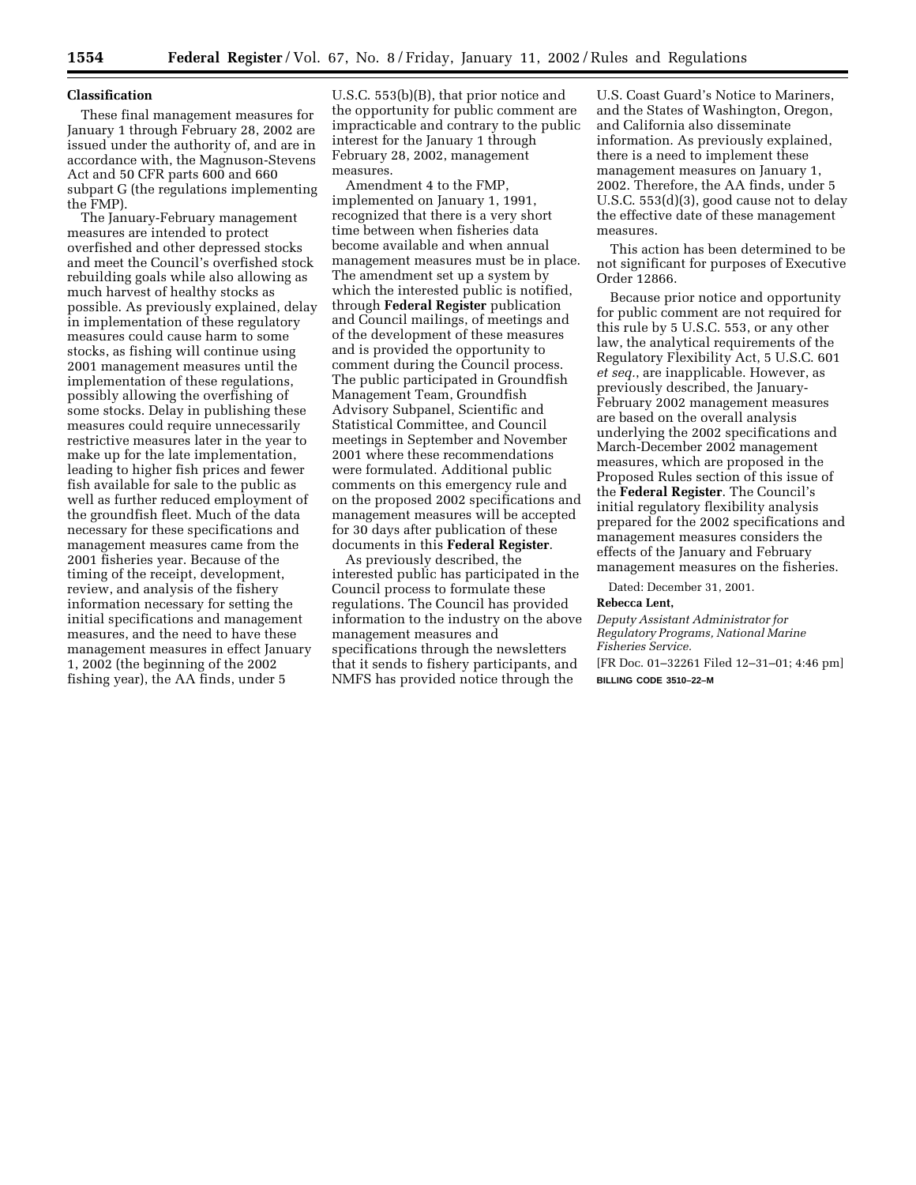**Classification**

These final management measures for January 1 through February 28, 2002 are issued under the authority of, and are in accordance with, the Magnuson-Stevens Act and 50 CFR parts 600 and 660 subpart G (the regulations implementing the FMP).

The January-February management measures are intended to protect overfished and other depressed stocks and meet the Council's overfished stock rebuilding goals while also allowing as much harvest of healthy stocks as possible. As previously explained, delay in implementation of these regulatory measures could cause harm to some stocks, as fishing will continue using 2001 management measures until the implementation of these regulations, possibly allowing the overfishing of some stocks. Delay in publishing these measures could require unnecessarily restrictive measures later in the year to make up for the late implementation, leading to higher fish prices and fewer fish available for sale to the public as well as further reduced employment of the groundfish fleet. Much of the data necessary for these specifications and management measures came from the 2001 fisheries year. Because of the timing of the receipt, development, review, and analysis of the fishery information necessary for setting the initial specifications and management measures, and the need to have these management measures in effect January 1, 2002 (the beginning of the 2002 fishing year), the AA finds, under 5 U.S.C. 553(b)(B), that prior notice and the opportunity for public comment are impracticable and contrary to the public interest for the January 1 through February 28, 2002, management measures.

Amendment 4 to the FMP, implemented on January 1, 1991, recognized that there is a very short time between when fisheries data become available and when annual management measures must be in place. The amendment set up a system by which the interested public is notified, through **Federal Register** publication and Council mailings, of meetings and of the development of these measures and is provided the opportunity to comment during the Council process. The public participated in Groundfish Management Team, Groundfish Advisory Subpanel, Scientific and Statistical Committee, and Council meetings in September and November 2001 where these recommendations were formulated. Additional public comments on this emergency rule and on the proposed 2002 specifications and management measures will be accepted for 30 days after publication of these documents in this **Federal Register**.

As previously described, the interested public has participated in the Council process to formulate these regulations. The Council has provided information to the industry on the above management measures and specifications through the newsletters that it sends to fishery participants, and NMFS has provided notice through the U.S. Coast Guard's Notice to Mariners, and the States of Washington, Oregon, and California also disseminate information. As previously explained, there is a need to implement these management measures on January 1, 2002. Therefore, the AA finds, under 5 U.S.C. 553(d)(3), good cause not to delay the effective date of these management measures.

This action has been determined to be not significant for purposes of Executive Order 12866.

Because prior notice and opportunity for public comment are not required for this rule by 5 U.S.C. 553, or any other law, the analytical requirements of the Regulatory Flexibility Act, 5 U.S.C. 601 *et seq.*, are inapplicable. However, as previously described, the January-February 2002 management measures are based on the overall analysis underlying the 2002 specifications and March-December 2002 management measures, which are proposed in the Proposed Rules section of this issue of the **Federal Register**. The Council's initial regulatory flexibility analysis prepared for the 2002 specifications and management measures considers the effects of the January and February management measures on the fisheries.

Dated: December 31, 2001.

**Rebecca Lent,**

*Deputy Assistant Administrator for Regulatory Programs, National Marine Fisheries Service.*

[FR Doc. 01–32261 Filed 12–31–01; 4:46 pm]

**BILLING CODE 3510–22–M**